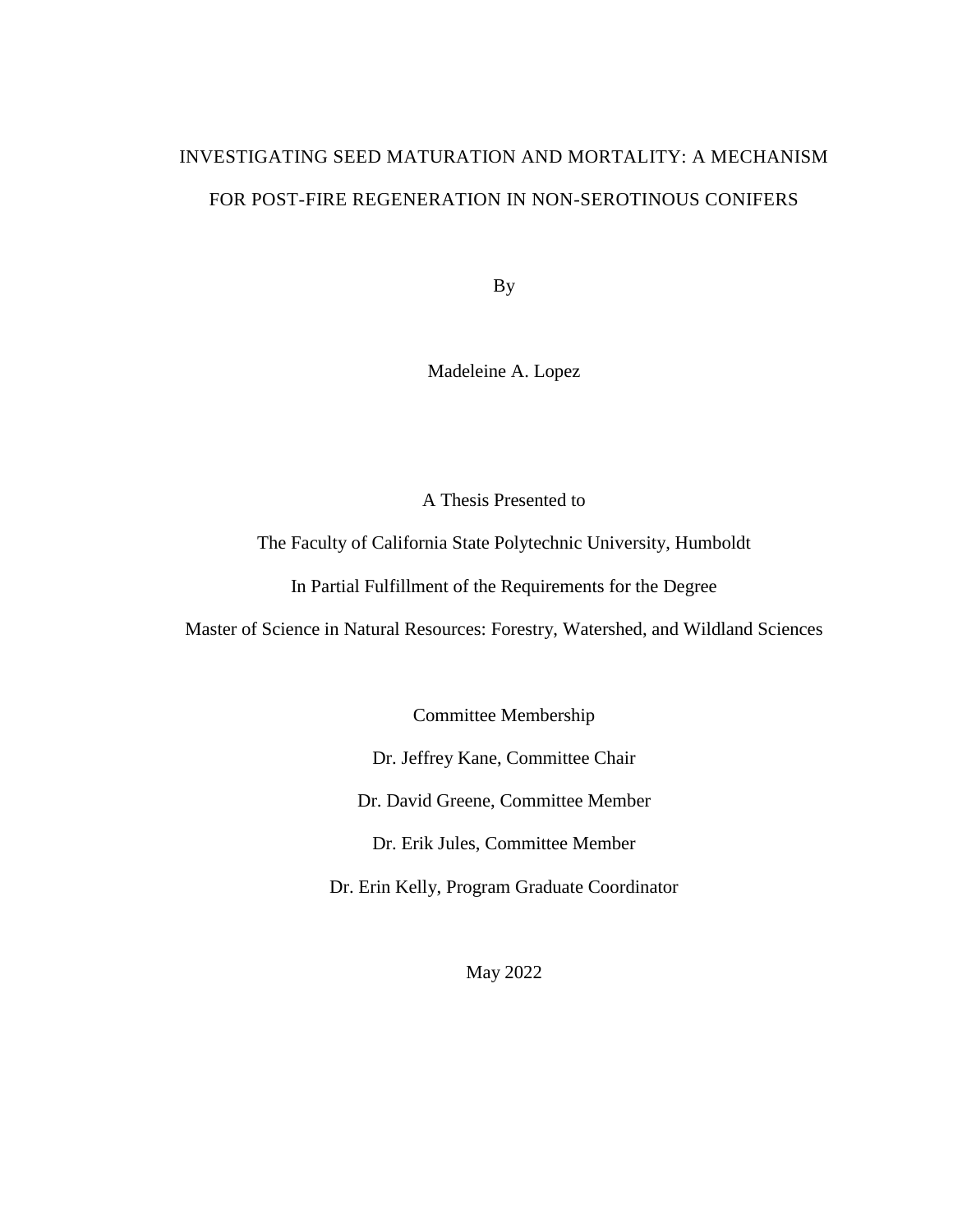# INVESTIGATING SEED MATURATION AND MORTALITY: A MECHANISM FOR POST-FIRE REGENERATION IN NON-SEROTINOUS CONIFERS

By

Madeleine A. Lopez

A Thesis Presented to

The Faculty of California State Polytechnic University, Humboldt

In Partial Fulfillment of the Requirements for the Degree

Master of Science in Natural Resources: Forestry, Watershed, and Wildland Sciences

Committee Membership

Dr. Jeffrey Kane, Committee Chair

Dr. David Greene, Committee Member

Dr. Erik Jules, Committee Member

Dr. Erin Kelly, Program Graduate Coordinator

May 2022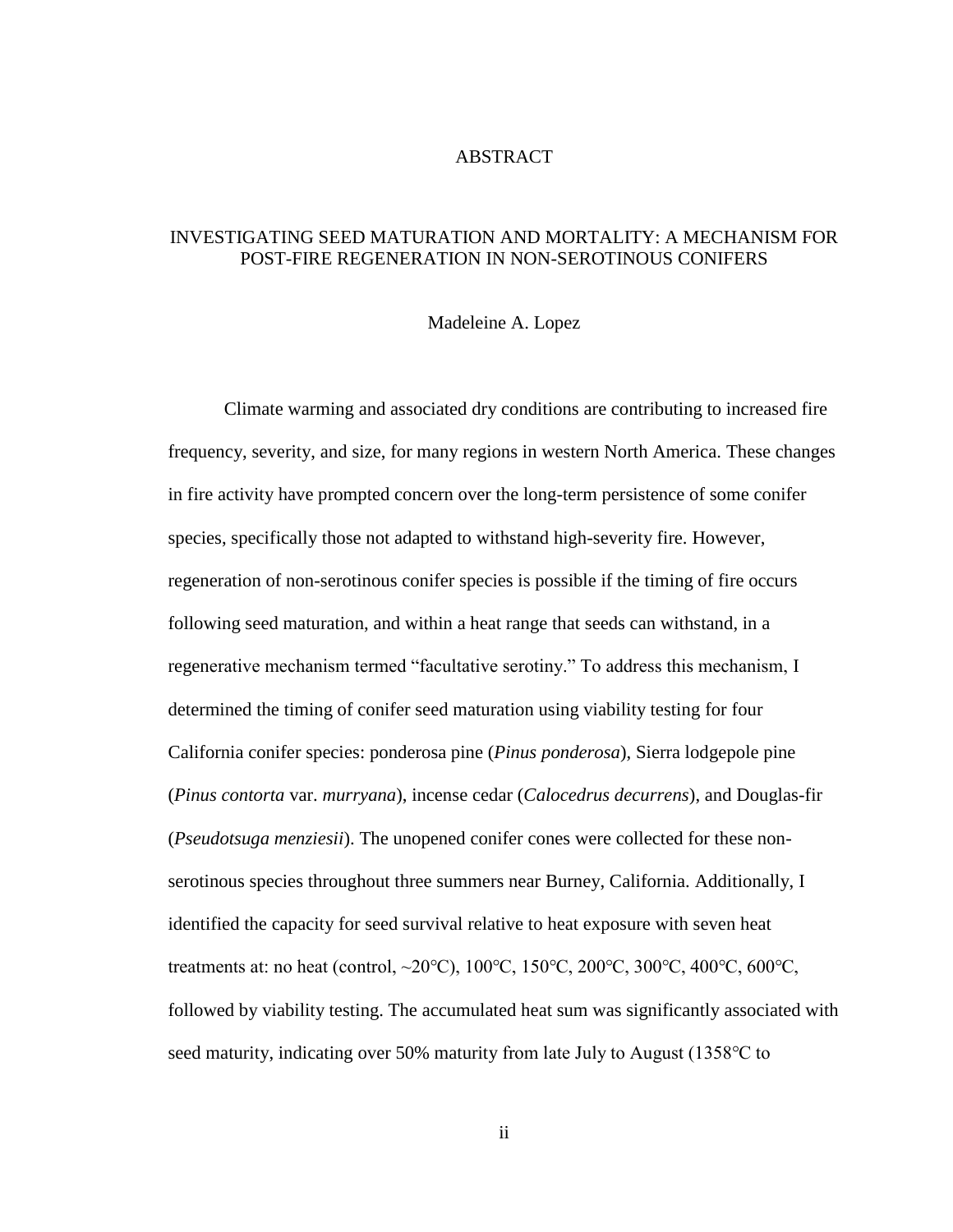# ABSTRACT

## INVESTIGATING SEED MATURATION AND MORTALITY: A MECHANISM FOR POST-FIRE REGENERATION IN NON-SEROTINOUS CONIFERS

Madeleine A. Lopez

Climate warming and associated dry conditions are contributing to increased fire frequency, severity, and size, for many regions in western North America. These changes in fire activity have prompted concern over the long-term persistence of some conifer species, specifically those not adapted to withstand high-severity fire. However, regeneration of non-serotinous conifer species is possible if the timing of fire occurs following seed maturation, and within a heat range that seeds can withstand, in a regenerative mechanism termed "facultative serotiny." To address this mechanism, I determined the timing of conifer seed maturation using viability testing for four California conifer species: ponderosa pine (*Pinus ponderosa*), Sierra lodgepole pine (*Pinus contorta* var. *murryana*), incense cedar (*Calocedrus decurrens*), and Douglas-fir (*Pseudotsuga menziesii*). The unopened conifer cones were collected for these non-serotinous species throughout three summers near Burney, California. Additionally, I identified the capacity for seed survival relative to heat exposure with seven heat treatments at: no heat (control, ~20℃), 100℃, 150℃, 200℃, 300℃, 400℃, 600℃, followed by viability testing. The accumulated heat sum was significantly associated with seed maturity, indicating over 50% maturity from late July to August (1358℃ to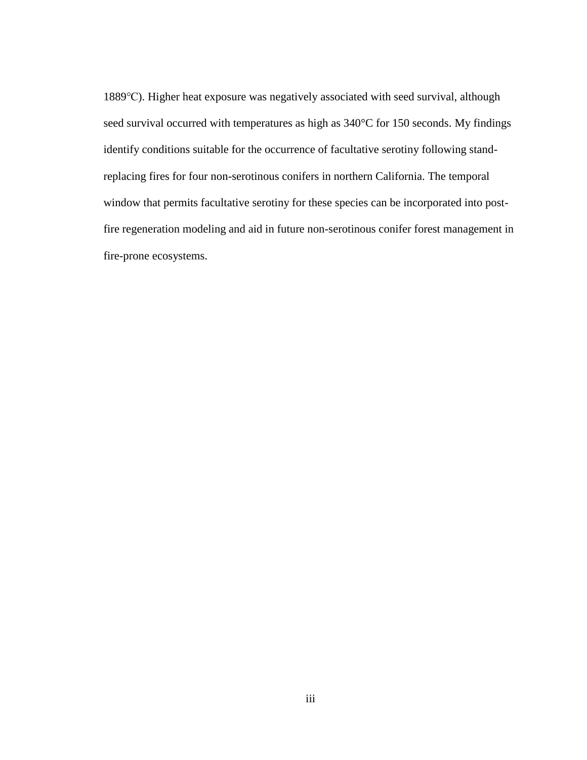1889°C). Higher heat exposure was negatively associated with seed survival, although seed survival occurred with temperatures as high as 340°C for 150 seconds. My findings identify conditions suitable for the occurrence of facultative serotiny following stand-replacing fires for four non-serotinous conifers in northern California. The temporal window that permits facultative serotiny for these species can be incorporated into post-fire regeneration modeling and aid in future non-serotinous conifer forest management in fire-prone ecosystems.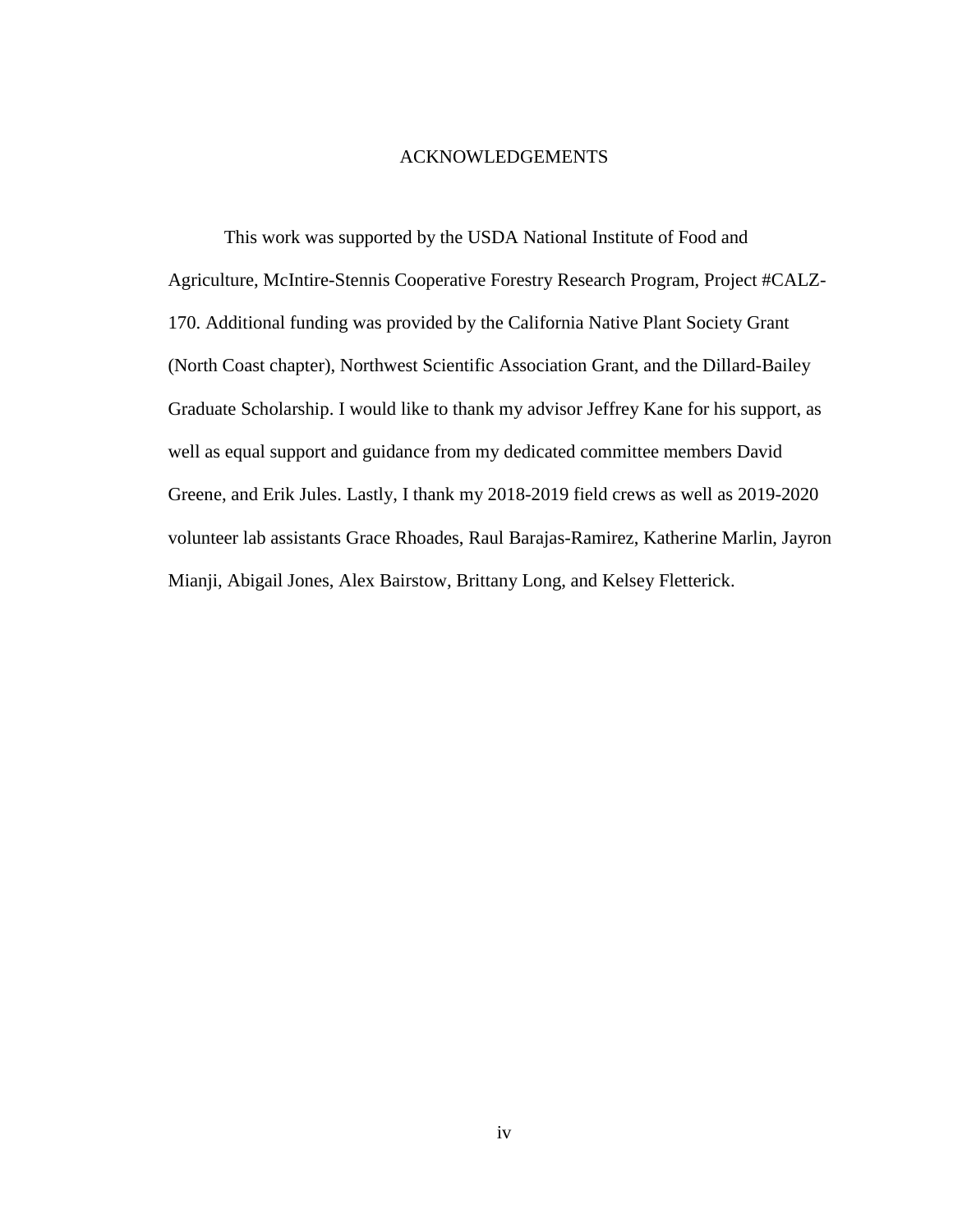# ACKNOWLEDGEMENTS

This work was supported by the USDA National Institute of Food and Agriculture, McIntire-Stennis Cooperative Forestry Research Program, Project #CALZ-170. Additional funding was provided by the California Native Plant Society Grant (North Coast chapter), Northwest Scientific Association Grant, and the Dillard-Bailey Graduate Scholarship. I would like to thank my advisor Jeffrey Kane for his support, as well as equal support and guidance from my dedicated committee members David Greene, and Erik Jules. Lastly, I thank my 2018-2019 field crews as well as 2019-2020 volunteer lab assistants Grace Rhoades, Raul Barajas-Ramirez, Katherine Marlin, Jayron Mianji, Abigail Jones, Alex Bairstow, Brittany Long, and Kelsey Fletterick.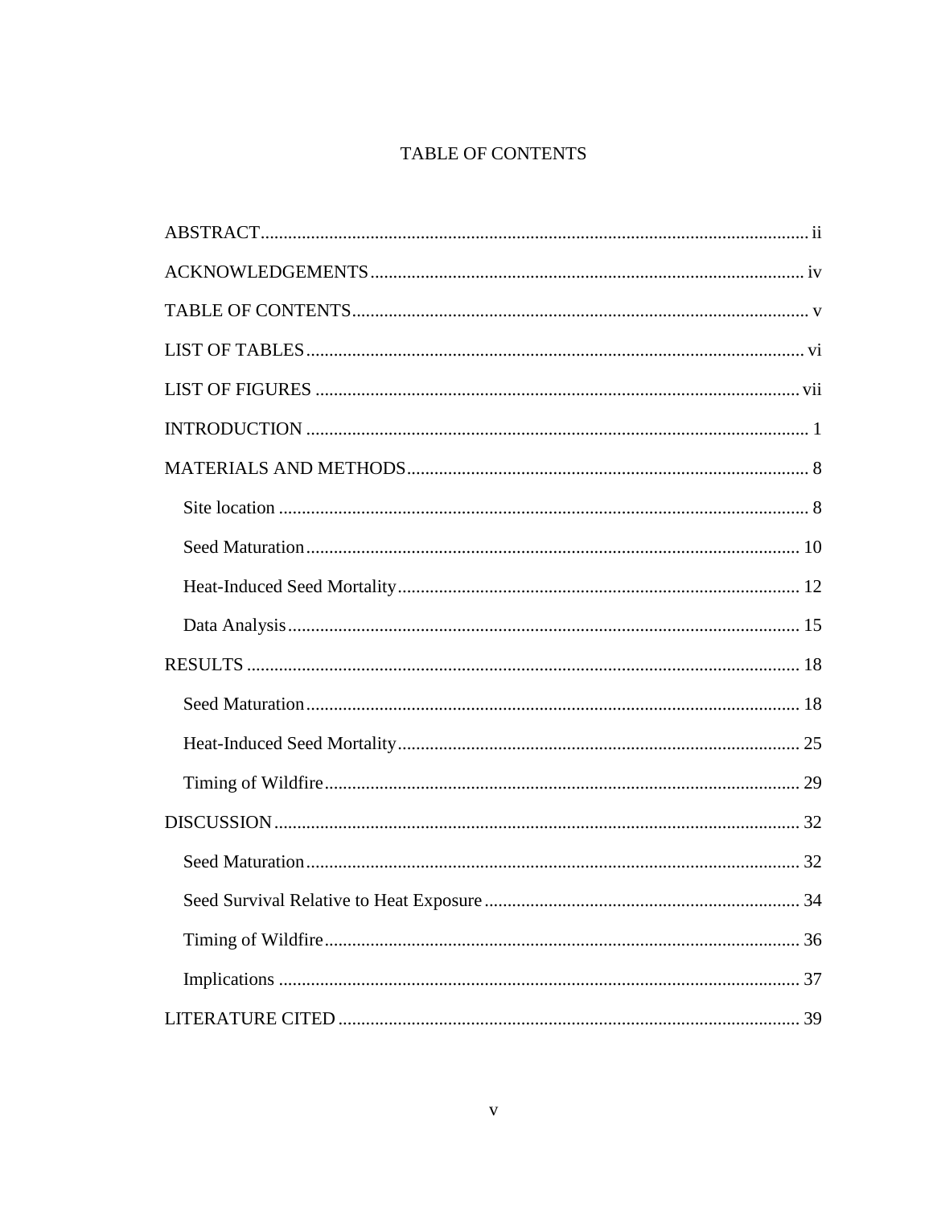# TABLE OF CONTENTS

ABSTRACT ........................................................................................................................ ii

ACKNOWLEDGEMENTS ............................................................................................... iv

TABLE OF CONTENTS .................................................................................................... v

LIST OF TABLES ............................................................................................................. vi

LIST OF FIGURES .......................................................................................................... vii

INTRODUCTION .............................................................................................................. 1

MATERIALS AND METHODS ........................................................................................ 8

- Site location .................................................................................................................... 8
- Seed Maturation ............................................................................................................ 10
- Heat-Induced Seed Mortality ........................................................................................ 12
- Data Analysis ................................................................................................................. 15

RESULTS ......................................................................................................................... 18

- Seed Maturation ............................................................................................................ 18
- Heat-Induced Seed Mortality ........................................................................................ 25
- Timing of Wildfire ........................................................................................................ 29

DISCUSSION ................................................................................................................... 32

- Seed Maturation ............................................................................................................ 32
- Seed Survival Relative to Heat Exposure ..................................................................... 34
- Timing of Wildfire ........................................................................................................ 36
- Implications .................................................................................................................. 37

LITERATURE CITED ..................................................................................................... 39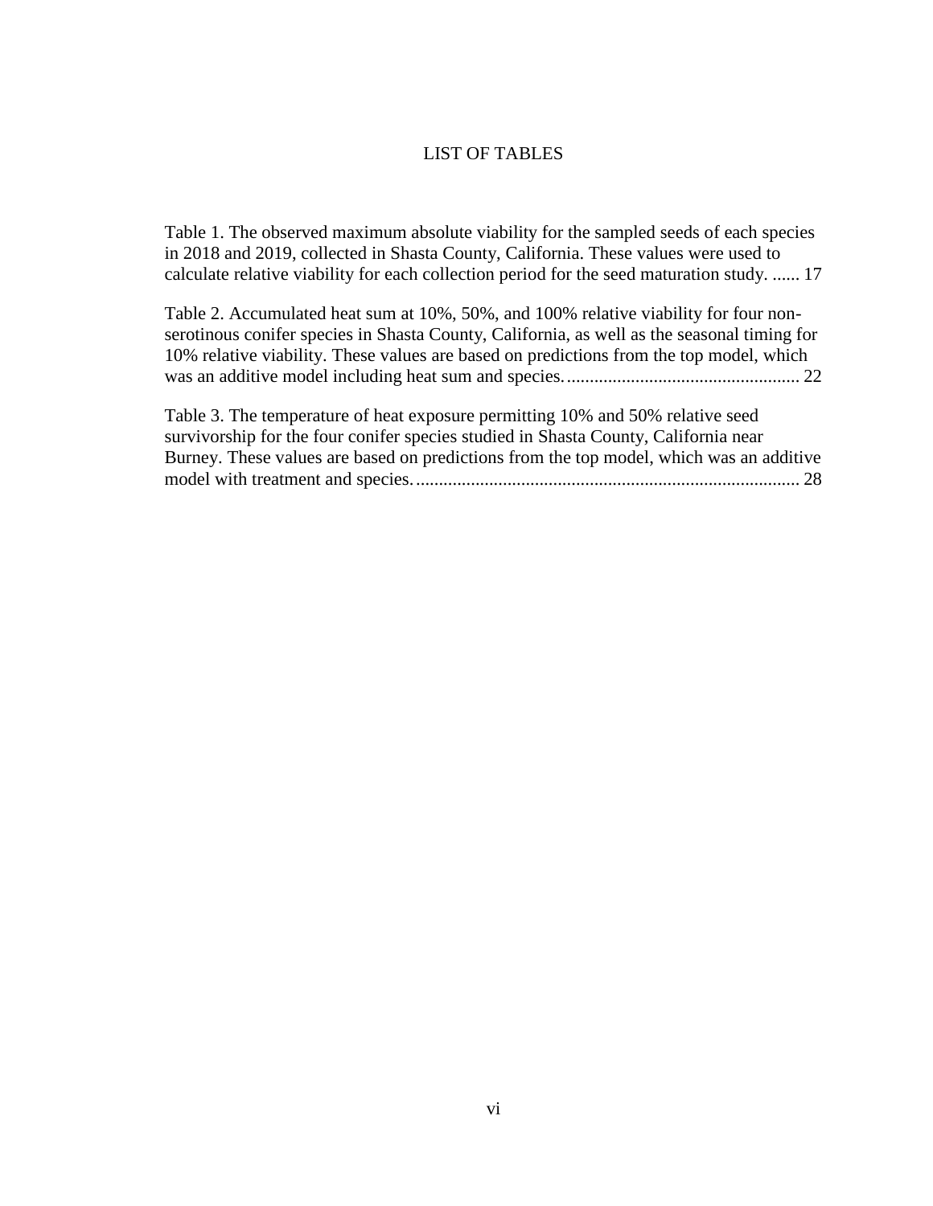# LIST OF TABLES

Table 1. The observed maximum absolute viability for the sampled seeds of each species in 2018 and 2019, collected in Shasta County, California. These values were used to calculate relative viability for each collection period for the seed maturation study. ...... 17

Table 2. Accumulated heat sum at 10%, 50%, and 100% relative viability for four non-serotinous conifer species in Shasta County, California, as well as the seasonal timing for 10% relative viability. These values are based on predictions from the top model, which was an additive model including heat sum and species. .................................................. 22

Table 3. The temperature of heat exposure permitting 10% and 50% relative seed survivorship for the four conifer species studied in Shasta County, California near Burney. These values are based on predictions from the top model, which was an additive model with treatment and species. .................................................................................... 28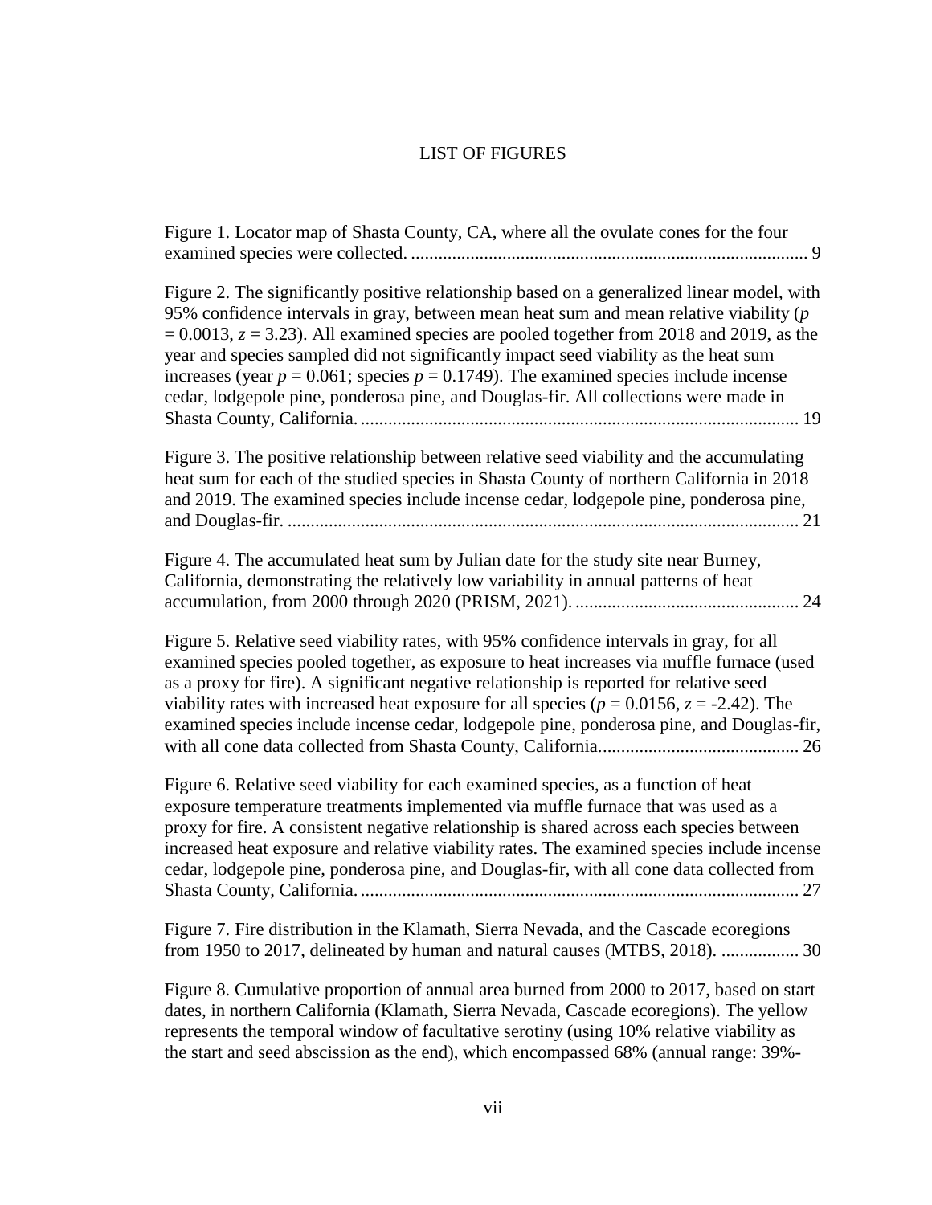# LIST OF FIGURES

Figure 1. Locator map of Shasta County, CA, where all the ovulate cones for the four examined species were collected. ........................................................................................ 9

Figure 2. The significantly positive relationship based on a generalized linear model, with 95% confidence intervals in gray, between mean heat sum and mean relative viability ($p = 0.0013$, $z = 3.23$). All examined species are pooled together from 2018 and 2019, as the year and species sampled did not significantly impact seed viability as the heat sum increases (year $p = 0.061$; species $p = 0.1749$). The examined species include incense cedar, lodgepole pine, ponderosa pine, and Douglas-fir. All collections were made in Shasta County, California. ................................................................................................ 19

Figure 3. The positive relationship between relative seed viability and the accumulating heat sum for each of the studied species in Shasta County of northern California in 2018 and 2019. The examined species include incense cedar, lodgepole pine, ponderosa pine, and Douglas-fir. ................................................................................................................ 21

Figure 4. The accumulated heat sum by Julian date for the study site near Burney, California, demonstrating the relatively low variability in annual patterns of heat accumulation, from 2000 through 2020 (PRISM, 2021). ................................................. 24

Figure 5. Relative seed viability rates, with 95% confidence intervals in gray, for all examined species pooled together, as exposure to heat increases via muffle furnace (used as a proxy for fire). A significant negative relationship is reported for relative seed viability rates with increased heat exposure for all species ($p = 0.0156$, $z = -2.42$). The examined species include incense cedar, lodgepole pine, ponderosa pine, and Douglas-fir, with all cone data collected from Shasta County, California............................................ 26

Figure 6. Relative seed viability for each examined species, as a function of heat exposure temperature treatments implemented via muffle furnace that was used as a proxy for fire. A consistent negative relationship is shared across each species between increased heat exposure and relative viability rates. The examined species include incense cedar, lodgepole pine, ponderosa pine, and Douglas-fir, with all cone data collected from Shasta County, California. ................................................................................................ 27

Figure 7. Fire distribution in the Klamath, Sierra Nevada, and the Cascade ecoregions from 1950 to 2017, delineated by human and natural causes (MTBS, 2018). ................. 30

Figure 8. Cumulative proportion of annual area burned from 2000 to 2017, based on start dates, in northern California (Klamath, Sierra Nevada, Cascade ecoregions). The yellow represents the temporal window of facultative serotiny (using 10% relative viability as the start and seed abscission as the end), which encompassed 68% (annual range: 39%-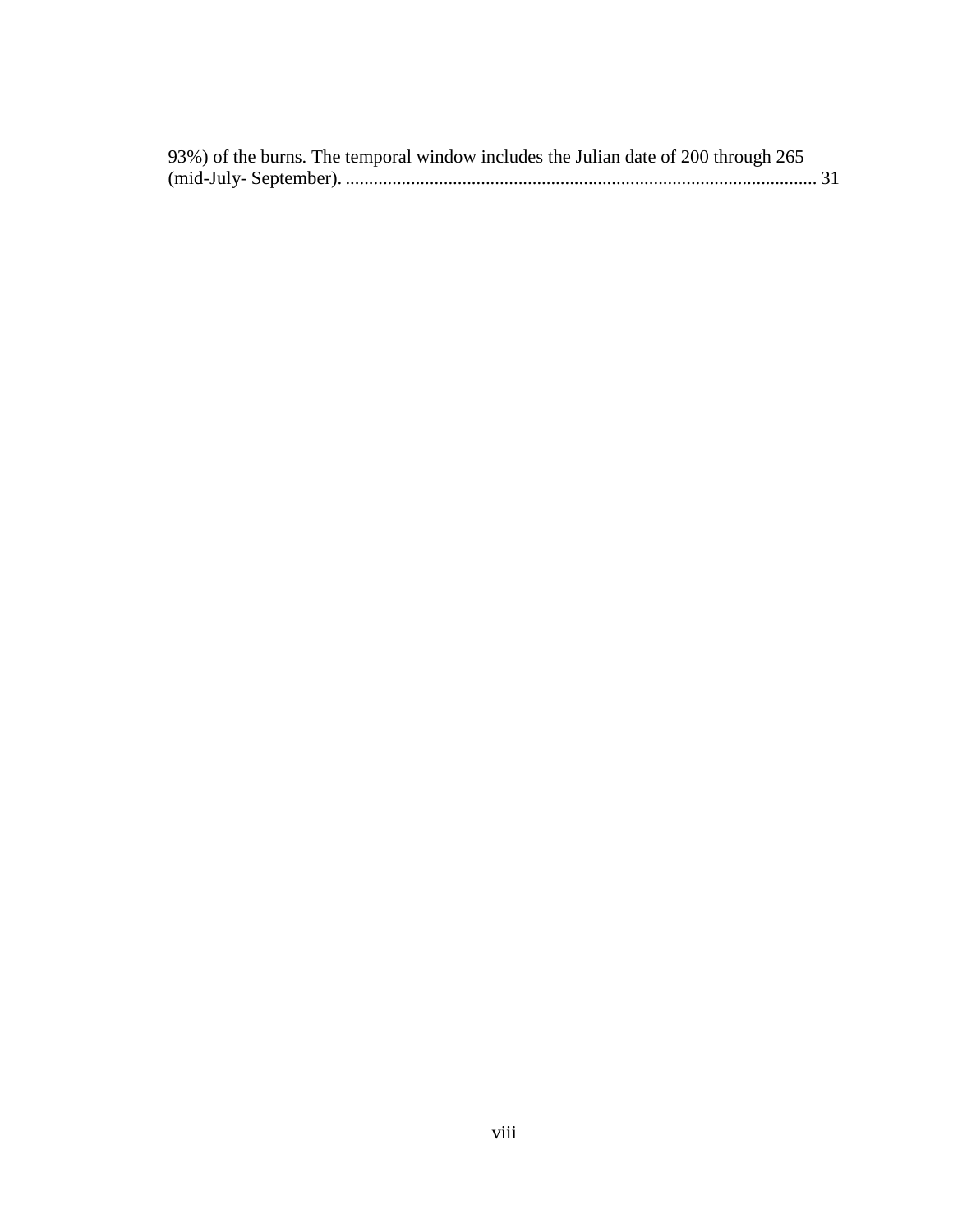93%) of the burns. The temporal window includes the Julian date of 200 through 265 (mid-July- September). ..................................................................................................... 31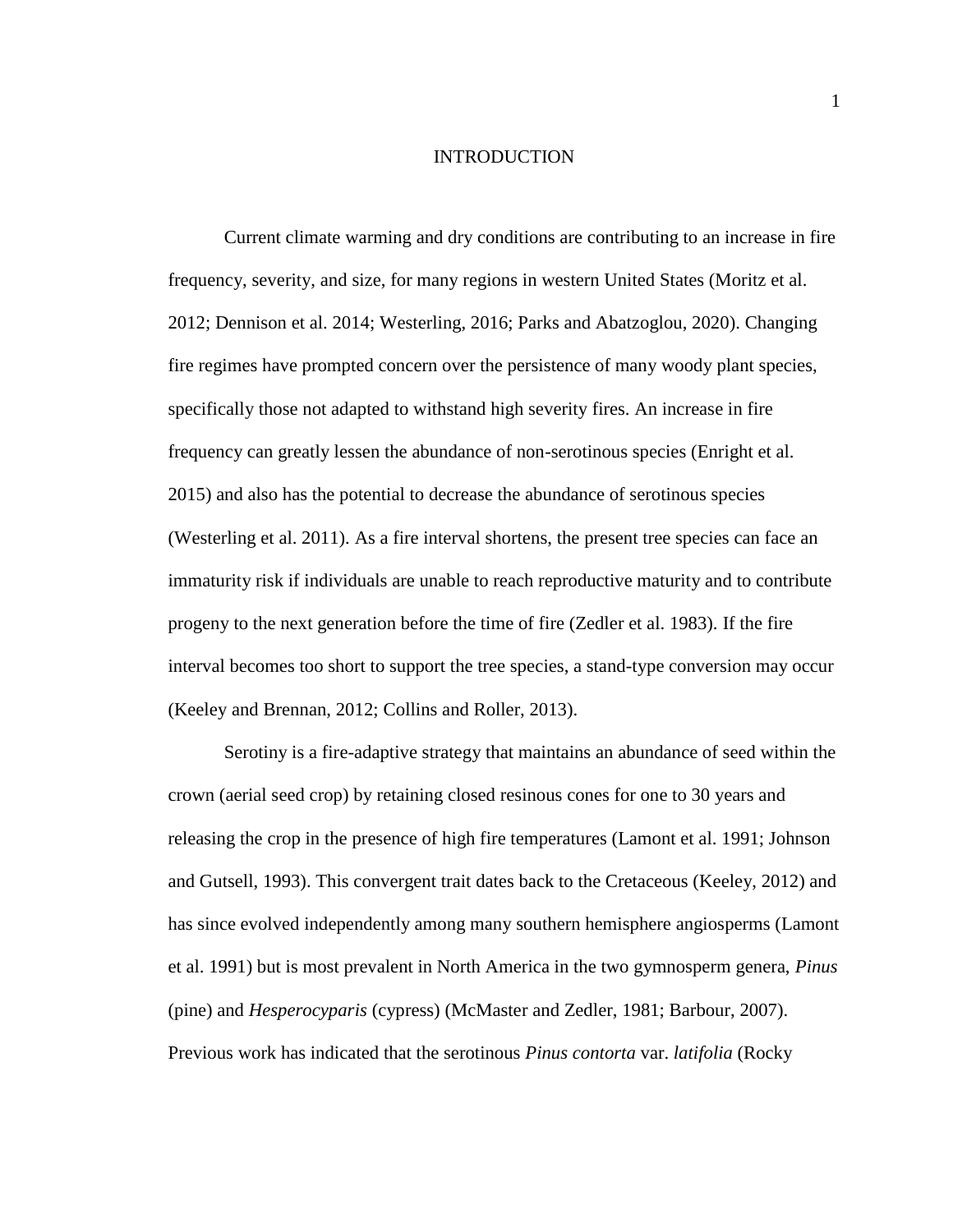# INTRODUCTION

Current climate warming and dry conditions are contributing to an increase in fire frequency, severity, and size, for many regions in western United States (Moritz et al. 2012; Dennison et al. 2014; Westerling, 2016; Parks and Abatzoglou, 2020). Changing fire regimes have prompted concern over the persistence of many woody plant species, specifically those not adapted to withstand high severity fires. An increase in fire frequency can greatly lessen the abundance of non-serotinous species (Enright et al. 2015) and also has the potential to decrease the abundance of serotinous species (Westerling et al. 2011). As a fire interval shortens, the present tree species can face an immaturity risk if individuals are unable to reach reproductive maturity and to contribute progeny to the next generation before the time of fire (Zedler et al. 1983). If the fire interval becomes too short to support the tree species, a stand-type conversion may occur (Keeley and Brennan, 2012; Collins and Roller, 2013).

Serotiny is a fire-adaptive strategy that maintains an abundance of seed within the crown (aerial seed crop) by retaining closed resinous cones for one to 30 years and releasing the crop in the presence of high fire temperatures (Lamont et al. 1991; Johnson and Gutsell, 1993). This convergent trait dates back to the Cretaceous (Keeley, 2012) and has since evolved independently among many southern hemisphere angiosperms (Lamont et al. 1991) but is most prevalent in North America in the two gymnosperm genera, *Pinus* (pine) and *Hesperocyparis* (cypress) (McMaster and Zedler, 1981; Barbour, 2007). Previous work has indicated that the serotinous *Pinus contorta* var. *latifolia* (Rocky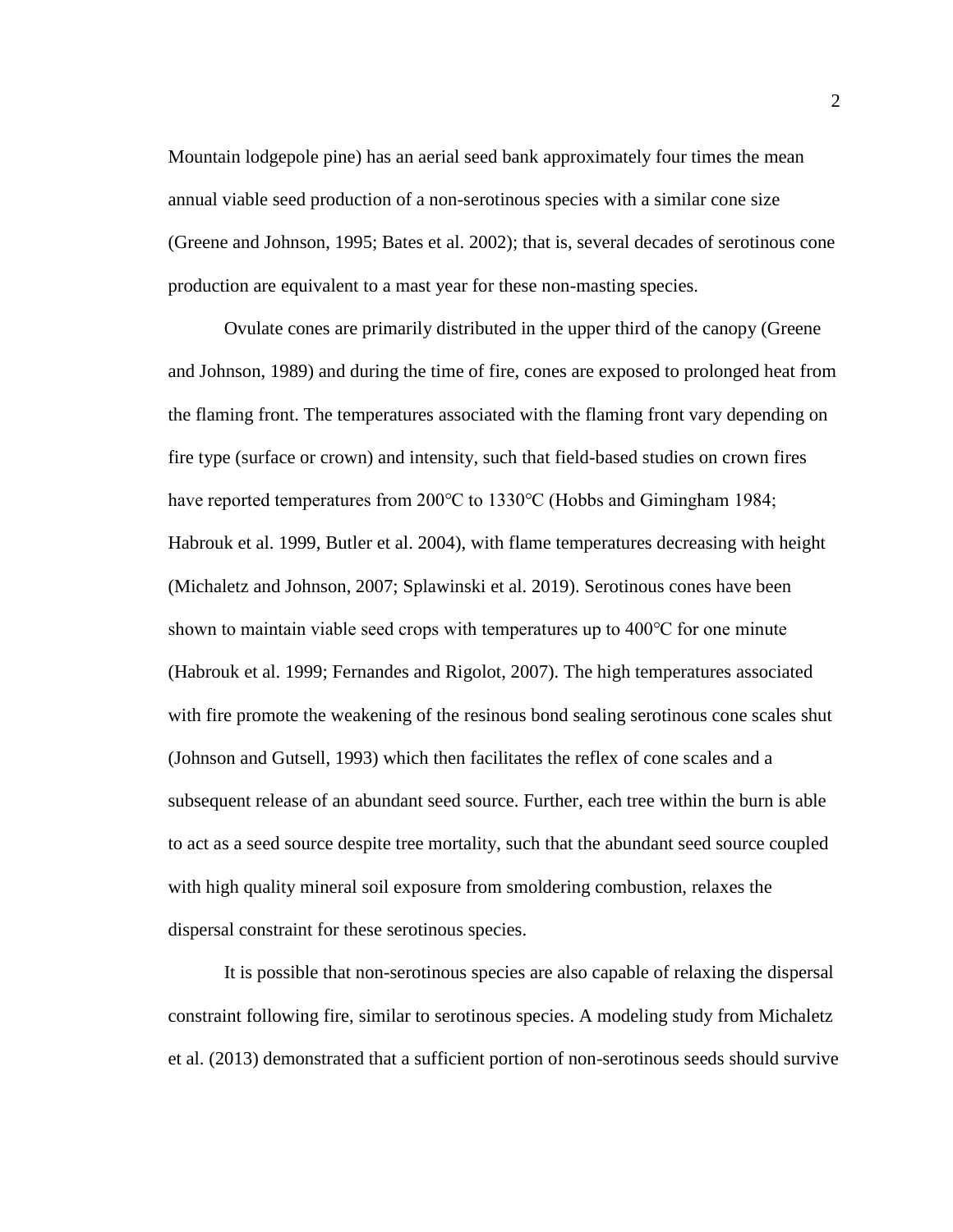Mountain lodgepole pine) has an aerial seed bank approximately four times the mean annual viable seed production of a non-serotinous species with a similar cone size (Greene and Johnson, 1995; Bates et al. 2002); that is, several decades of serotinous cone production are equivalent to a mast year for these non-masting species.

Ovulate cones are primarily distributed in the upper third of the canopy (Greene and Johnson, 1989) and during the time of fire, cones are exposed to prolonged heat from the flaming front. The temperatures associated with the flaming front vary depending on fire type (surface or crown) and intensity, such that field-based studies on crown fires have reported temperatures from 200°C to 1330°C (Hobbs and Gimingham 1984; Habrouk et al. 1999, Butler et al. 2004), with flame temperatures decreasing with height (Michaletz and Johnson, 2007; Splawinski et al. 2019). Serotinous cones have been shown to maintain viable seed crops with temperatures up to 400°C for one minute (Habrouk et al. 1999; Fernandes and Rigolot, 2007). The high temperatures associated with fire promote the weakening of the resinous bond sealing serotinous cone scales shut (Johnson and Gutsell, 1993) which then facilitates the reflex of cone scales and a subsequent release of an abundant seed source. Further, each tree within the burn is able to act as a seed source despite tree mortality, such that the abundant seed source coupled with high quality mineral soil exposure from smoldering combustion, relaxes the dispersal constraint for these serotinous species.

It is possible that non-serotinous species are also capable of relaxing the dispersal constraint following fire, similar to serotinous species. A modeling study from Michaletz et al. (2013) demonstrated that a sufficient portion of non-serotinous seeds should survive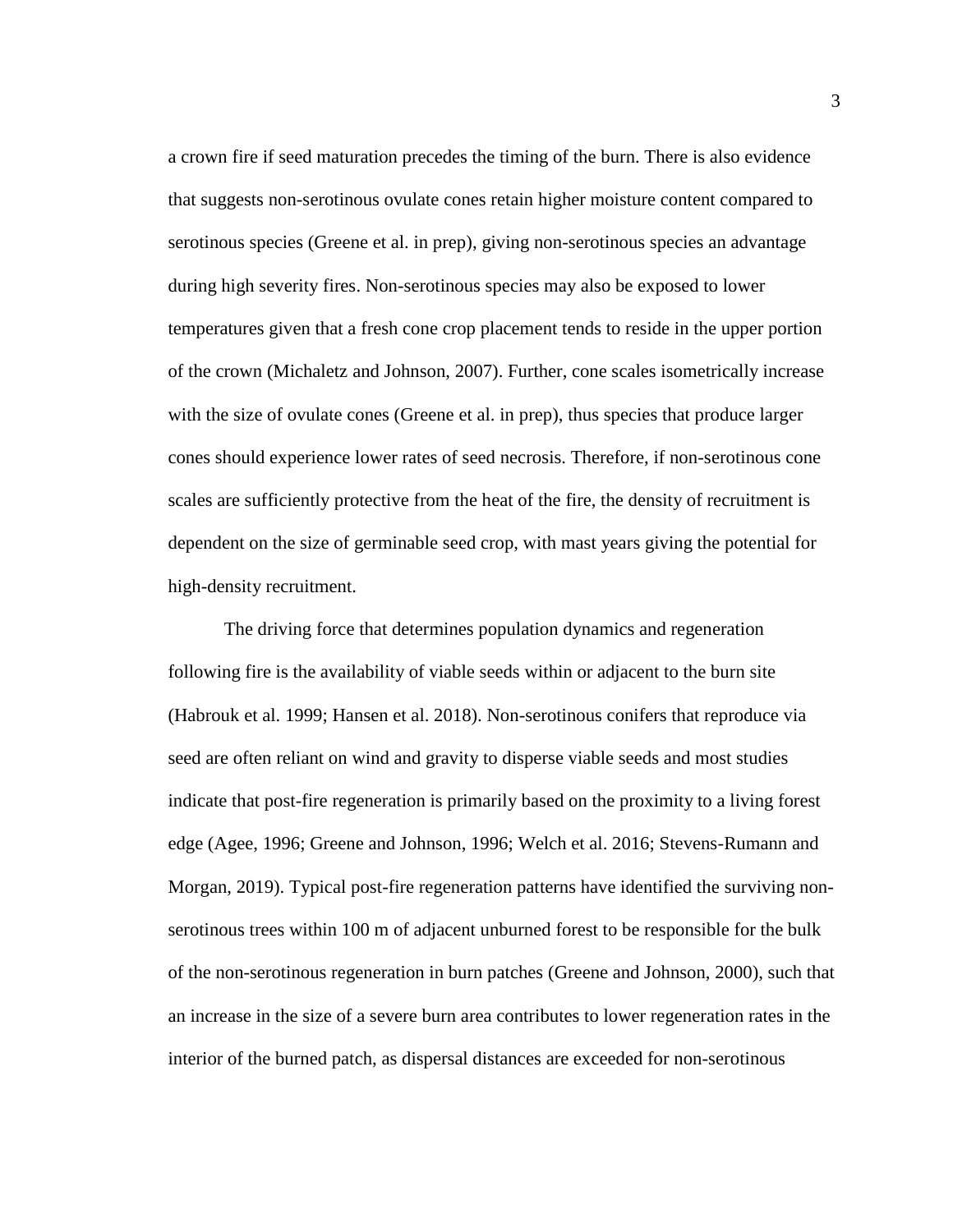a crown fire if seed maturation precedes the timing of the burn. There is also evidence that suggests non-serotinous ovulate cones retain higher moisture content compared to serotinous species (Greene et al. in prep), giving non-serotinous species an advantage during high severity fires. Non-serotinous species may also be exposed to lower temperatures given that a fresh cone crop placement tends to reside in the upper portion of the crown (Michaletz and Johnson, 2007). Further, cone scales isometrically increase with the size of ovulate cones (Greene et al. in prep), thus species that produce larger cones should experience lower rates of seed necrosis. Therefore, if non-serotinous cone scales are sufficiently protective from the heat of the fire, the density of recruitment is dependent on the size of germinable seed crop, with mast years giving the potential for high-density recruitment.

The driving force that determines population dynamics and regeneration following fire is the availability of viable seeds within or adjacent to the burn site (Habrouk et al. 1999; Hansen et al. 2018). Non-serotinous conifers that reproduce via seed are often reliant on wind and gravity to disperse viable seeds and most studies indicate that post-fire regeneration is primarily based on the proximity to a living forest edge (Agee, 1996; Greene and Johnson, 1996; Welch et al. 2016; Stevens-Rumann and Morgan, 2019). Typical post-fire regeneration patterns have identified the surviving non-serotinous trees within 100 m of adjacent unburned forest to be responsible for the bulk of the non-serotinous regeneration in burn patches (Greene and Johnson, 2000), such that an increase in the size of a severe burn area contributes to lower regeneration rates in the interior of the burned patch, as dispersal distances are exceeded for non-serotinous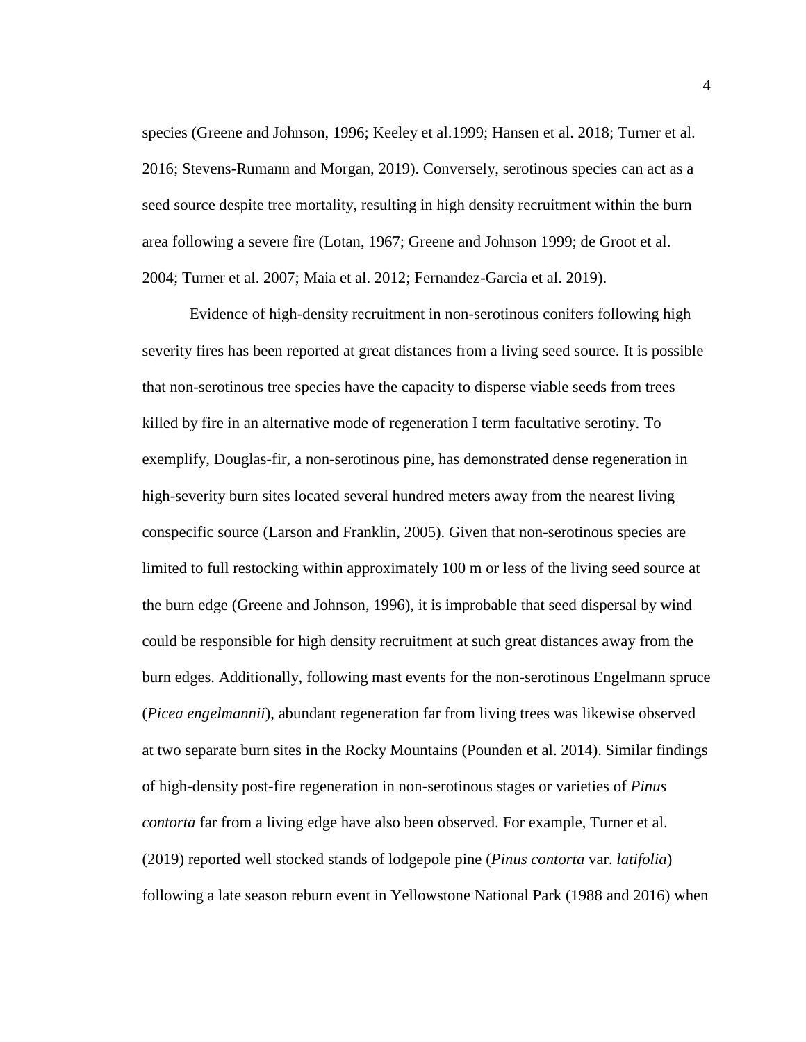species (Greene and Johnson, 1996; Keeley et al.1999; Hansen et al. 2018; Turner et al. 2016; Stevens-Rumann and Morgan, 2019). Conversely, serotinous species can act as a seed source despite tree mortality, resulting in high density recruitment within the burn area following a severe fire (Lotan, 1967; Greene and Johnson 1999; de Groot et al. 2004; Turner et al. 2007; Maia et al. 2012; Fernandez-Garcia et al. 2019).

Evidence of high-density recruitment in non-serotinous conifers following high severity fires has been reported at great distances from a living seed source. It is possible that non-serotinous tree species have the capacity to disperse viable seeds from trees killed by fire in an alternative mode of regeneration I term facultative serotiny. To exemplify, Douglas-fir, a non-serotinous pine, has demonstrated dense regeneration in high-severity burn sites located several hundred meters away from the nearest living conspecific source (Larson and Franklin, 2005). Given that non-serotinous species are limited to full restocking within approximately 100 m or less of the living seed source at the burn edge (Greene and Johnson, 1996), it is improbable that seed dispersal by wind could be responsible for high density recruitment at such great distances away from the burn edges. Additionally, following mast events for the non-serotinous Engelmann spruce (*Picea engelmannii*), abundant regeneration far from living trees was likewise observed at two separate burn sites in the Rocky Mountains (Pounden et al. 2014). Similar findings of high-density post-fire regeneration in non-serotinous stages or varieties of *Pinus contorta* far from a living edge have also been observed. For example, Turner et al. (2019) reported well stocked stands of lodgepole pine (*Pinus contorta* var. *latifolia*) following a late season reburn event in Yellowstone National Park (1988 and 2016) when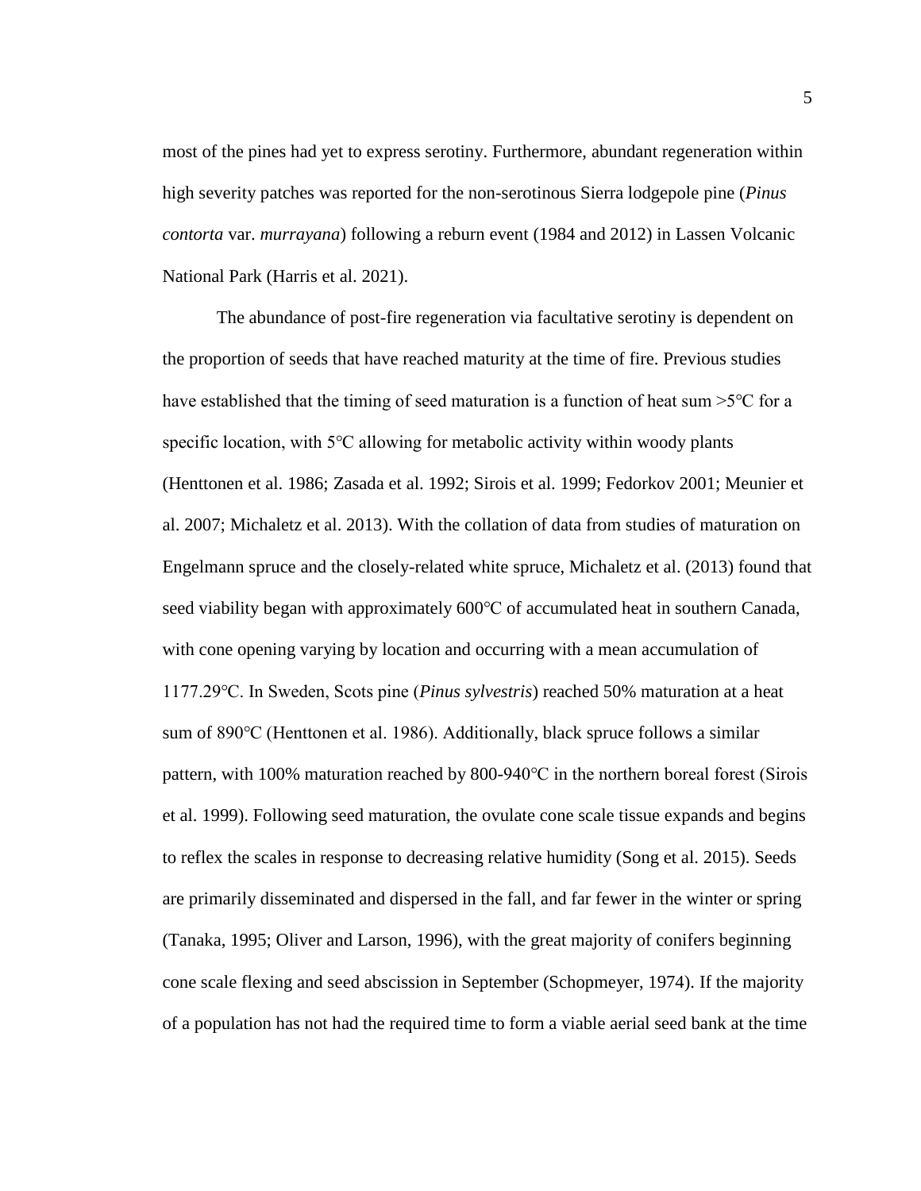most of the pines had yet to express serotiny. Furthermore, abundant regeneration within high severity patches was reported for the non-serotinous Sierra lodgepole pine (*Pinus contorta* var. *murrayana*) following a reburn event (1984 and 2012) in Lassen Volcanic National Park (Harris et al. 2021).

The abundance of post-fire regeneration via facultative serotiny is dependent on the proportion of seeds that have reached maturity at the time of fire. Previous studies have established that the timing of seed maturation is a function of heat sum >5℃ for a specific location, with 5℃ allowing for metabolic activity within woody plants (Henttonen et al. 1986; Zasada et al. 1992; Sirois et al. 1999; Fedorkov 2001; Meunier et al. 2007; Michaletz et al. 2013). With the collation of data from studies of maturation on Engelmann spruce and the closely-related white spruce, Michaletz et al. (2013) found that seed viability began with approximately 600℃ of accumulated heat in southern Canada, with cone opening varying by location and occurring with a mean accumulation of 1177.29℃. In Sweden, Scots pine (*Pinus sylvestris*) reached 50% maturation at a heat sum of 890℃ (Henttonen et al. 1986). Additionally, black spruce follows a similar pattern, with 100% maturation reached by 800-940℃ in the northern boreal forest (Sirois et al. 1999). Following seed maturation, the ovulate cone scale tissue expands and begins to reflex the scales in response to decreasing relative humidity (Song et al. 2015). Seeds are primarily disseminated and dispersed in the fall, and far fewer in the winter or spring (Tanaka, 1995; Oliver and Larson, 1996), with the great majority of conifers beginning cone scale flexing and seed abscission in September (Schopmeyer, 1974). If the majority of a population has not had the required time to form a viable aerial seed bank at the time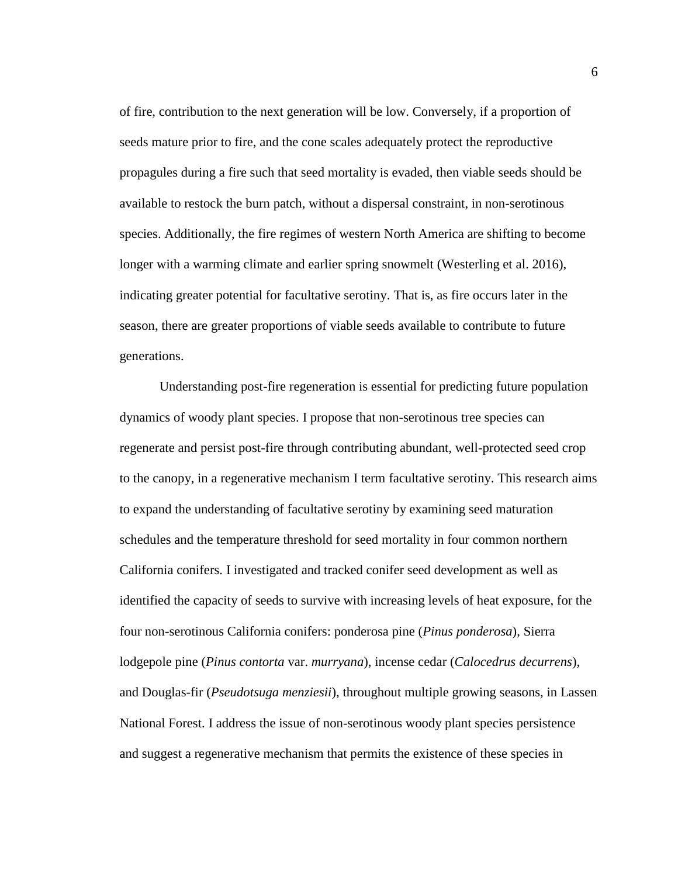of fire, contribution to the next generation will be low. Conversely, if a proportion of seeds mature prior to fire, and the cone scales adequately protect the reproductive propagules during a fire such that seed mortality is evaded, then viable seeds should be available to restock the burn patch, without a dispersal constraint, in non-serotinous species. Additionally, the fire regimes of western North America are shifting to become longer with a warming climate and earlier spring snowmelt (Westerling et al. 2016), indicating greater potential for facultative serotiny. That is, as fire occurs later in the season, there are greater proportions of viable seeds available to contribute to future generations.

Understanding post-fire regeneration is essential for predicting future population dynamics of woody plant species. I propose that non-serotinous tree species can regenerate and persist post-fire through contributing abundant, well-protected seed crop to the canopy, in a regenerative mechanism I term facultative serotiny. This research aims to expand the understanding of facultative serotiny by examining seed maturation schedules and the temperature threshold for seed mortality in four common northern California conifers. I investigated and tracked conifer seed development as well as identified the capacity of seeds to survive with increasing levels of heat exposure, for the four non-serotinous California conifers: ponderosa pine (*Pinus ponderosa*), Sierra lodgepole pine (*Pinus contorta* var. *murryana*), incense cedar (*Calocedrus decurrens*), and Douglas-fir (*Pseudotsuga menziesii*), throughout multiple growing seasons, in Lassen National Forest. I address the issue of non-serotinous woody plant species persistence and suggest a regenerative mechanism that permits the existence of these species in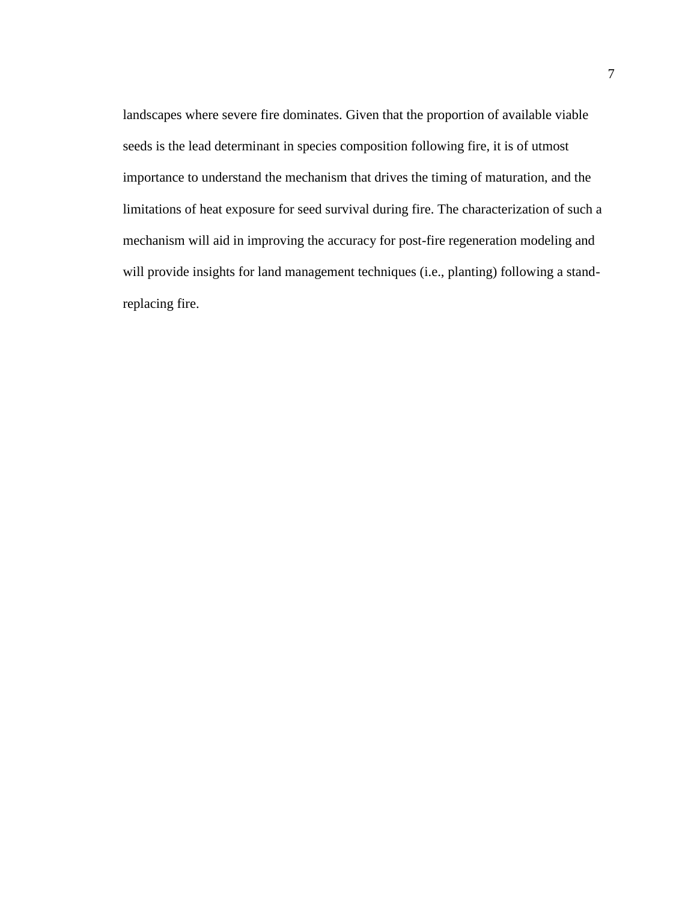landscapes where severe fire dominates. Given that the proportion of available viable seeds is the lead determinant in species composition following fire, it is of utmost importance to understand the mechanism that drives the timing of maturation, and the limitations of heat exposure for seed survival during fire. The characterization of such a mechanism will aid in improving the accuracy for post-fire regeneration modeling and will provide insights for land management techniques (i.e., planting) following a stand-replacing fire.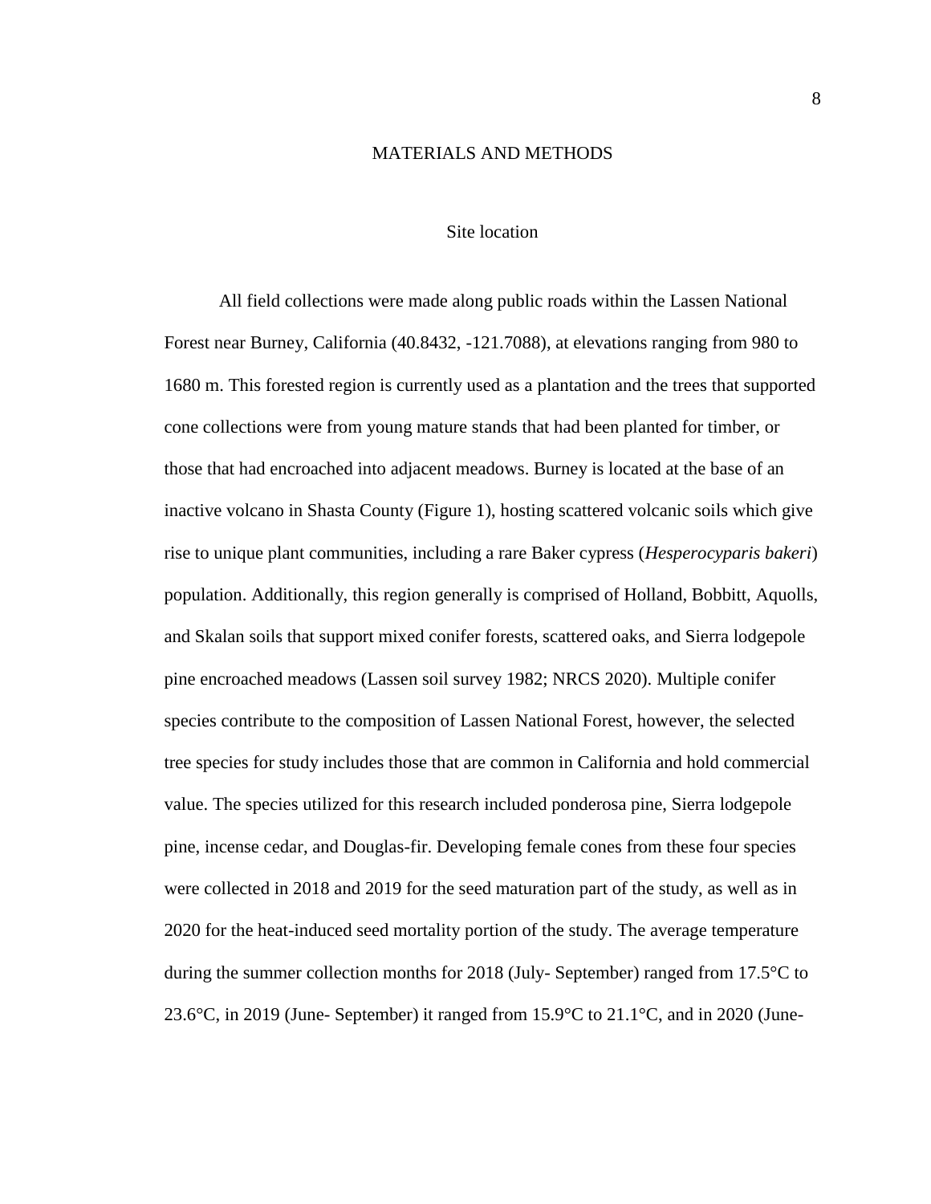# MATERIALS AND METHODS

## Site location

All field collections were made along public roads within the Lassen National Forest near Burney, California (40.8432, -121.7088), at elevations ranging from 980 to 1680 m. This forested region is currently used as a plantation and the trees that supported cone collections were from young mature stands that had been planted for timber, or those that had encroached into adjacent meadows. Burney is located at the base of an inactive volcano in Shasta County (Figure 1), hosting scattered volcanic soils which give rise to unique plant communities, including a rare Baker cypress (*Hesperocyparis bakeri*) population. Additionally, this region generally is comprised of Holland, Bobbitt, Aquolls, and Skalan soils that support mixed conifer forests, scattered oaks, and Sierra lodgepole pine encroached meadows (Lassen soil survey 1982; NRCS 2020). Multiple conifer species contribute to the composition of Lassen National Forest, however, the selected tree species for study includes those that are common in California and hold commercial value. The species utilized for this research included ponderosa pine, Sierra lodgepole pine, incense cedar, and Douglas-fir. Developing female cones from these four species were collected in 2018 and 2019 for the seed maturation part of the study, as well as in 2020 for the heat-induced seed mortality portion of the study. The average temperature during the summer collection months for 2018 (July- September) ranged from 17.5°C to 23.6°C, in 2019 (June- September) it ranged from 15.9°C to 21.1°C, and in 2020 (June-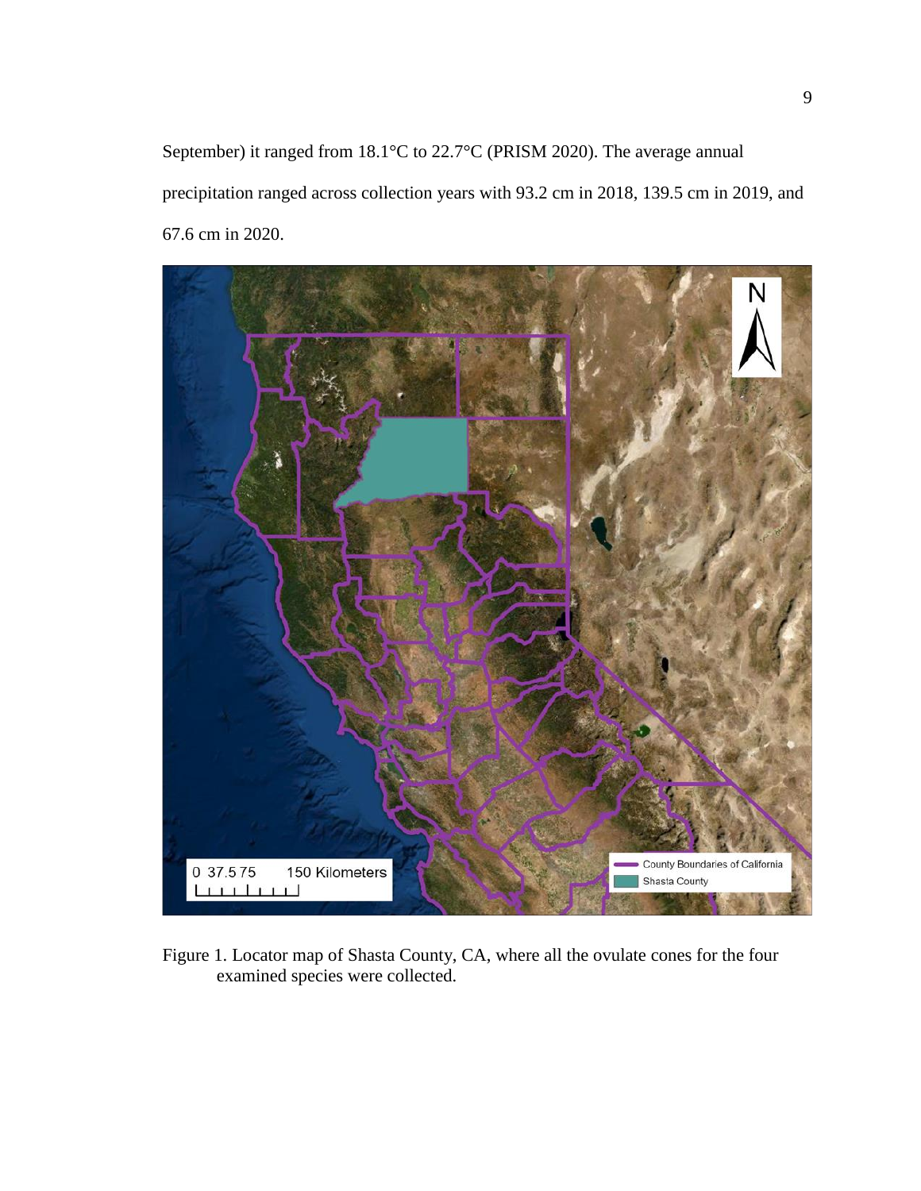September) it ranged from 18.1°C to 22.7°C (PRISM 2020). The average annual precipitation ranged across collection years with 93.2 cm in 2018, 139.5 cm in 2019, and 67.6 cm in 2020.

Figure 1. Locator map of Shasta County, CA, where all the ovulate cones for the four examined species were collected.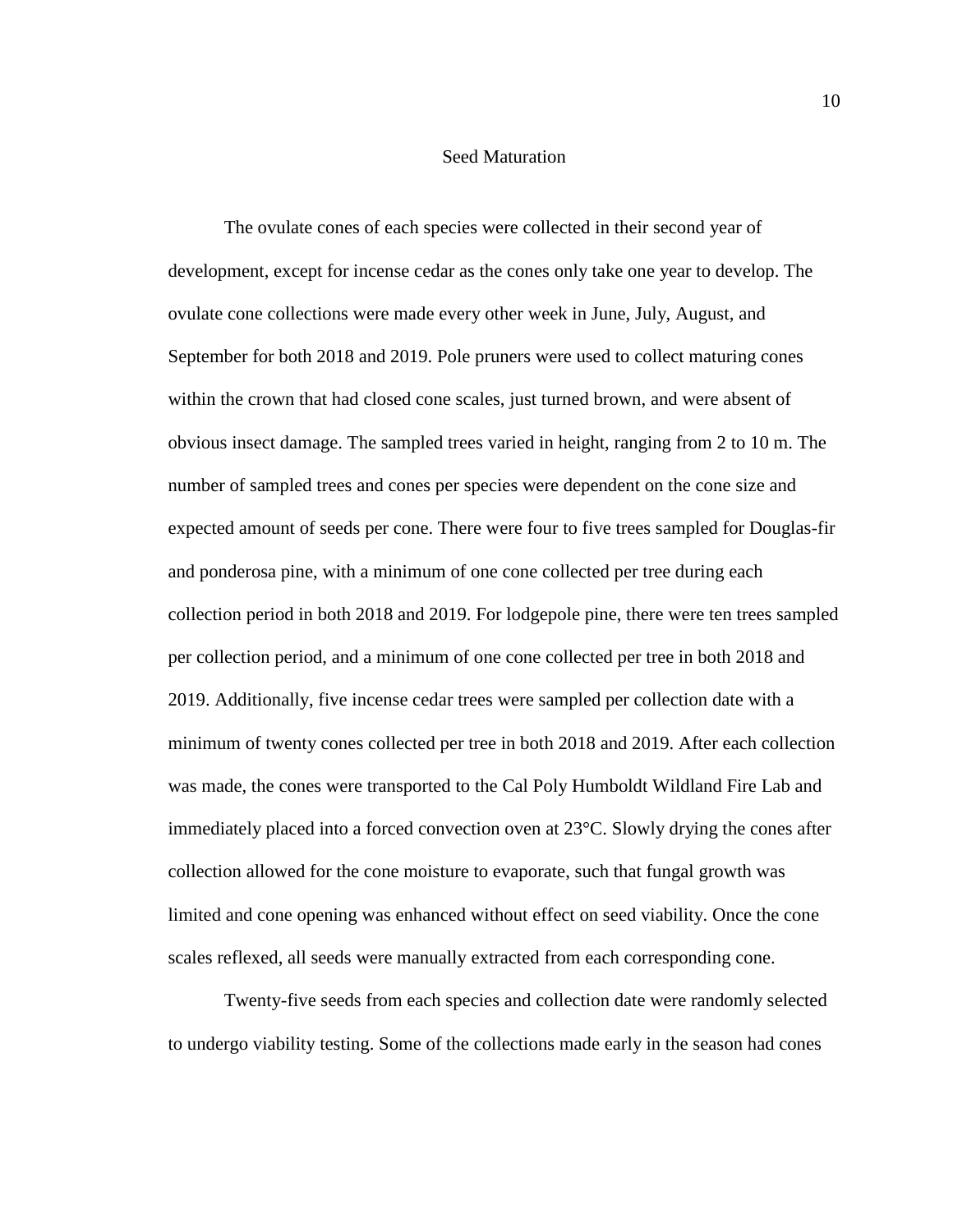## Seed Maturation

The ovulate cones of each species were collected in their second year of development, except for incense cedar as the cones only take one year to develop. The ovulate cone collections were made every other week in June, July, August, and September for both 2018 and 2019. Pole pruners were used to collect maturing cones within the crown that had closed cone scales, just turned brown, and were absent of obvious insect damage. The sampled trees varied in height, ranging from 2 to 10 m. The number of sampled trees and cones per species were dependent on the cone size and expected amount of seeds per cone. There were four to five trees sampled for Douglas-fir and ponderosa pine, with a minimum of one cone collected per tree during each collection period in both 2018 and 2019. For lodgepole pine, there were ten trees sampled per collection period, and a minimum of one cone collected per tree in both 2018 and 2019. Additionally, five incense cedar trees were sampled per collection date with a minimum of twenty cones collected per tree in both 2018 and 2019. After each collection was made, the cones were transported to the Cal Poly Humboldt Wildland Fire Lab and immediately placed into a forced convection oven at 23°C. Slowly drying the cones after collection allowed for the cone moisture to evaporate, such that fungal growth was limited and cone opening was enhanced without effect on seed viability. Once the cone scales reflexed, all seeds were manually extracted from each corresponding cone.

Twenty-five seeds from each species and collection date were randomly selected to undergo viability testing. Some of the collections made early in the season had cones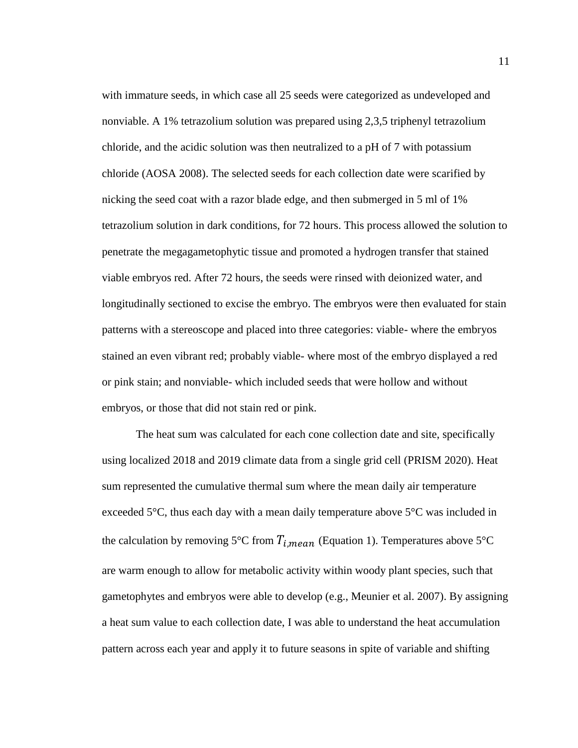with immature seeds, in which case all 25 seeds were categorized as undeveloped and nonviable. A 1% tetrazolium solution was prepared using 2,3,5 triphenyl tetrazolium chloride, and the acidic solution was then neutralized to a pH of 7 with potassium chloride (AOSA 2008). The selected seeds for each collection date were scarified by nicking the seed coat with a razor blade edge, and then submerged in 5 ml of 1% tetrazolium solution in dark conditions, for 72 hours. This process allowed the solution to penetrate the megagametophytic tissue and promoted a hydrogen transfer that stained viable embryos red. After 72 hours, the seeds were rinsed with deionized water, and longitudinally sectioned to excise the embryo. The embryos were then evaluated for stain patterns with a stereoscope and placed into three categories: viable- where the embryos stained an even vibrant red; probably viable- where most of the embryo displayed a red or pink stain; and nonviable- which included seeds that were hollow and without embryos, or those that did not stain red or pink.

The heat sum was calculated for each cone collection date and site, specifically using localized 2018 and 2019 climate data from a single grid cell (PRISM 2020). Heat sum represented the cumulative thermal sum where the mean daily air temperature exceeded 5°C, thus each day with a mean daily temperature above 5°C was included in the calculation by removing 5°C from $T_{i,mean}$ (Equation 1). Temperatures above 5°C are warm enough to allow for metabolic activity within woody plant species, such that gametophytes and embryos were able to develop (e.g., Meunier et al. 2007). By assigning a heat sum value to each collection date, I was able to understand the heat accumulation pattern across each year and apply it to future seasons in spite of variable and shifting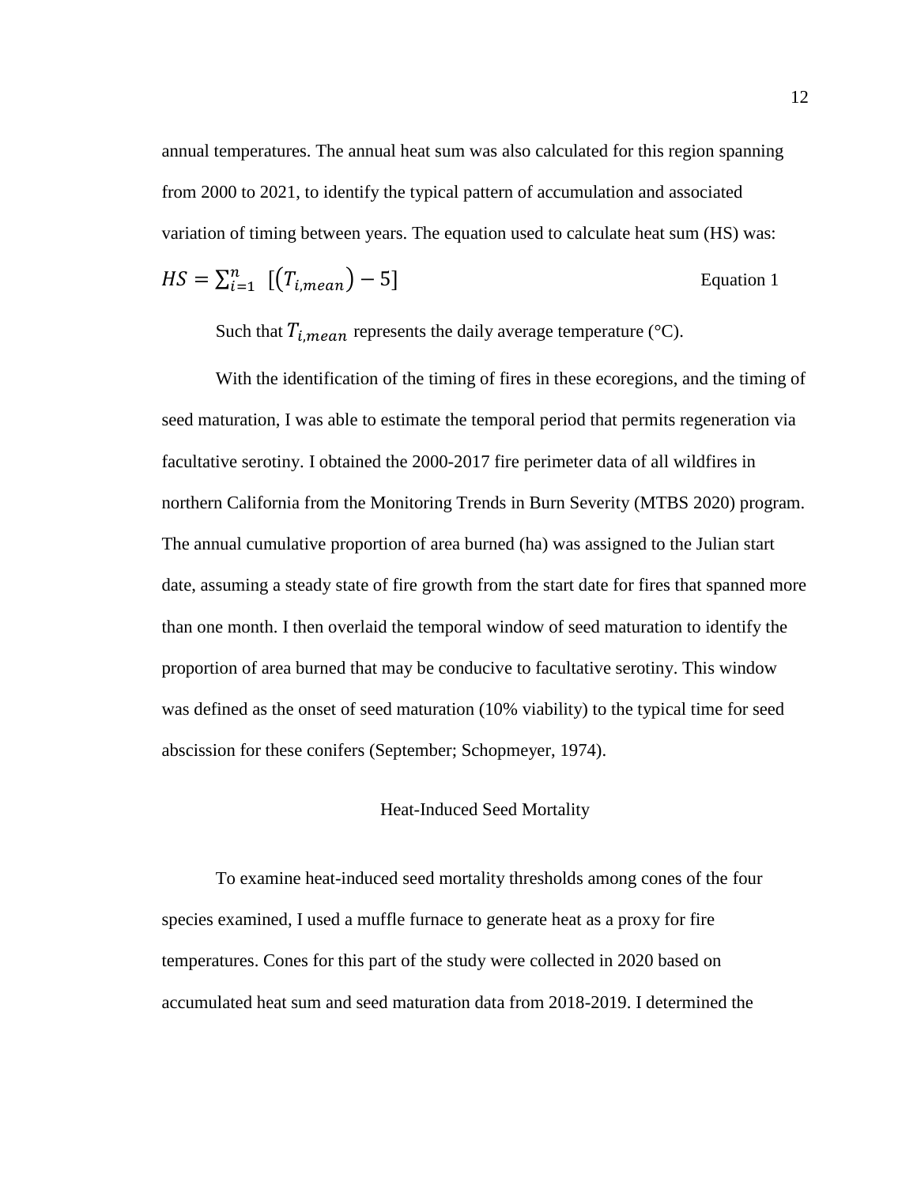annual temperatures. The annual heat sum was also calculated for this region spanning from 2000 to 2021, to identify the typical pattern of accumulation and associated variation of timing between years. The equation used to calculate heat sum (HS) was:

$$HS = \sum_{i=1}^{n} \left[ \left( T_{i,mean} \right) - 5 \right] \qquad \text{Equation 1}$$

Such that $T_{i,mean}$ represents the daily average temperature (°C).

With the identification of the timing of fires in these ecoregions, and the timing of seed maturation, I was able to estimate the temporal period that permits regeneration via facultative serotiny. I obtained the 2000-2017 fire perimeter data of all wildfires in northern California from the Monitoring Trends in Burn Severity (MTBS 2020) program. The annual cumulative proportion of area burned (ha) was assigned to the Julian start date, assuming a steady state of fire growth from the start date for fires that spanned more than one month. I then overlaid the temporal window of seed maturation to identify the proportion of area burned that may be conducive to facultative serotiny. This window was defined as the onset of seed maturation (10% viability) to the typical time for seed abscission for these conifers (September; Schopmeyer, 1974).

## Heat-Induced Seed Mortality

To examine heat-induced seed mortality thresholds among cones of the four species examined, I used a muffle furnace to generate heat as a proxy for fire temperatures. Cones for this part of the study were collected in 2020 based on accumulated heat sum and seed maturation data from 2018-2019. I determined the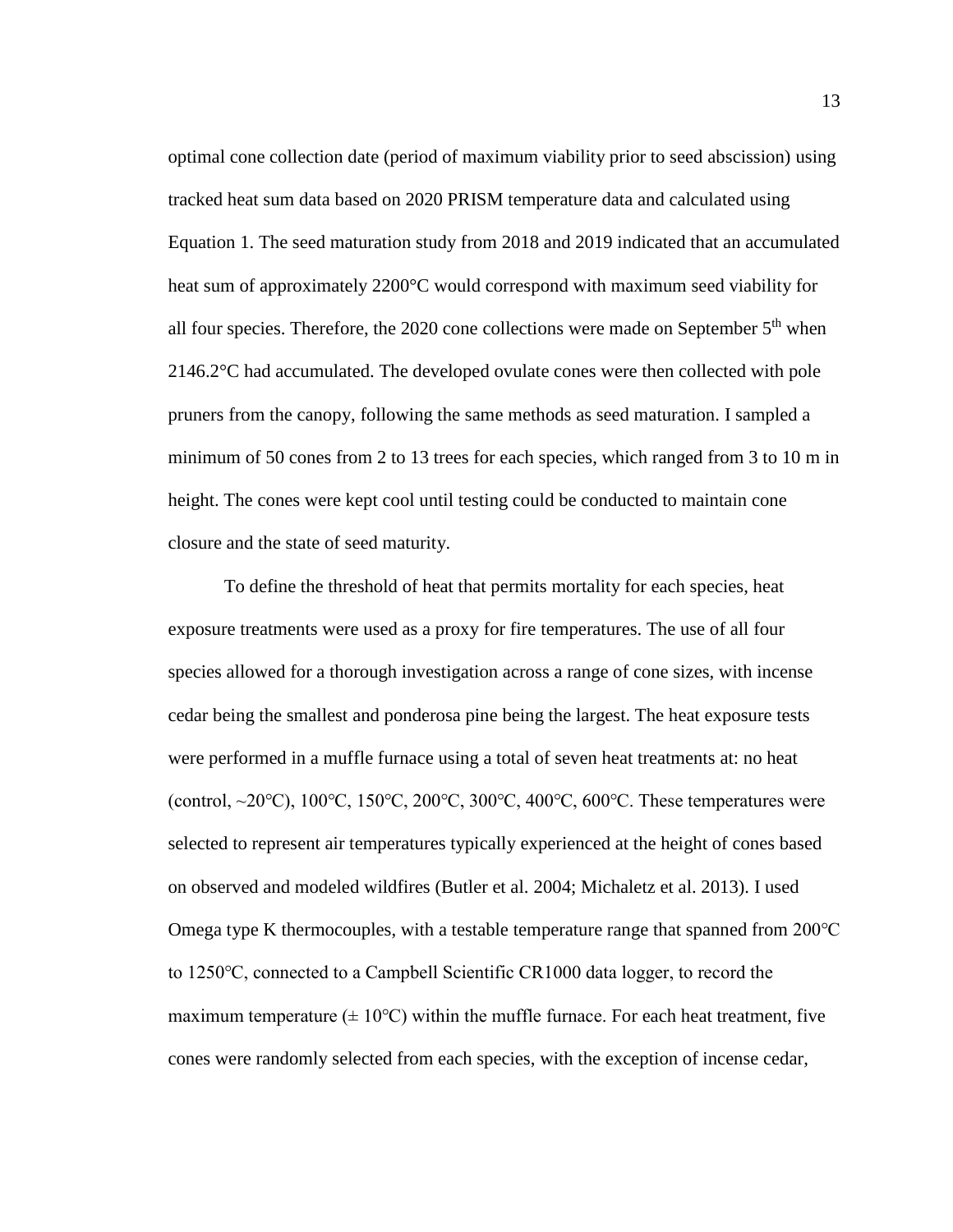optimal cone collection date (period of maximum viability prior to seed abscission) using tracked heat sum data based on 2020 PRISM temperature data and calculated using Equation 1. The seed maturation study from 2018 and 2019 indicated that an accumulated heat sum of approximately 2200°C would correspond with maximum seed viability for all four species. Therefore, the 2020 cone collections were made on September 5$^{th}$ when 2146.2°C had accumulated. The developed ovulate cones were then collected with pole pruners from the canopy, following the same methods as seed maturation. I sampled a minimum of 50 cones from 2 to 13 trees for each species, which ranged from 3 to 10 m in height. The cones were kept cool until testing could be conducted to maintain cone closure and the state of seed maturity.

To define the threshold of heat that permits mortality for each species, heat exposure treatments were used as a proxy for fire temperatures. The use of all four species allowed for a thorough investigation across a range of cone sizes, with incense cedar being the smallest and ponderosa pine being the largest. The heat exposure tests were performed in a muffle furnace using a total of seven heat treatments at: no heat (control, ~20℃), 100℃, 150℃, 200℃, 300℃, 400℃, 600℃. These temperatures were selected to represent air temperatures typically experienced at the height of cones based on observed and modeled wildfires (Butler et al. 2004; Michaletz et al. 2013). I used Omega type K thermocouples, with a testable temperature range that spanned from 200℃ to 1250℃, connected to a Campbell Scientific CR1000 data logger, to record the maximum temperature (± 10℃) within the muffle furnace. For each heat treatment, five cones were randomly selected from each species, with the exception of incense cedar,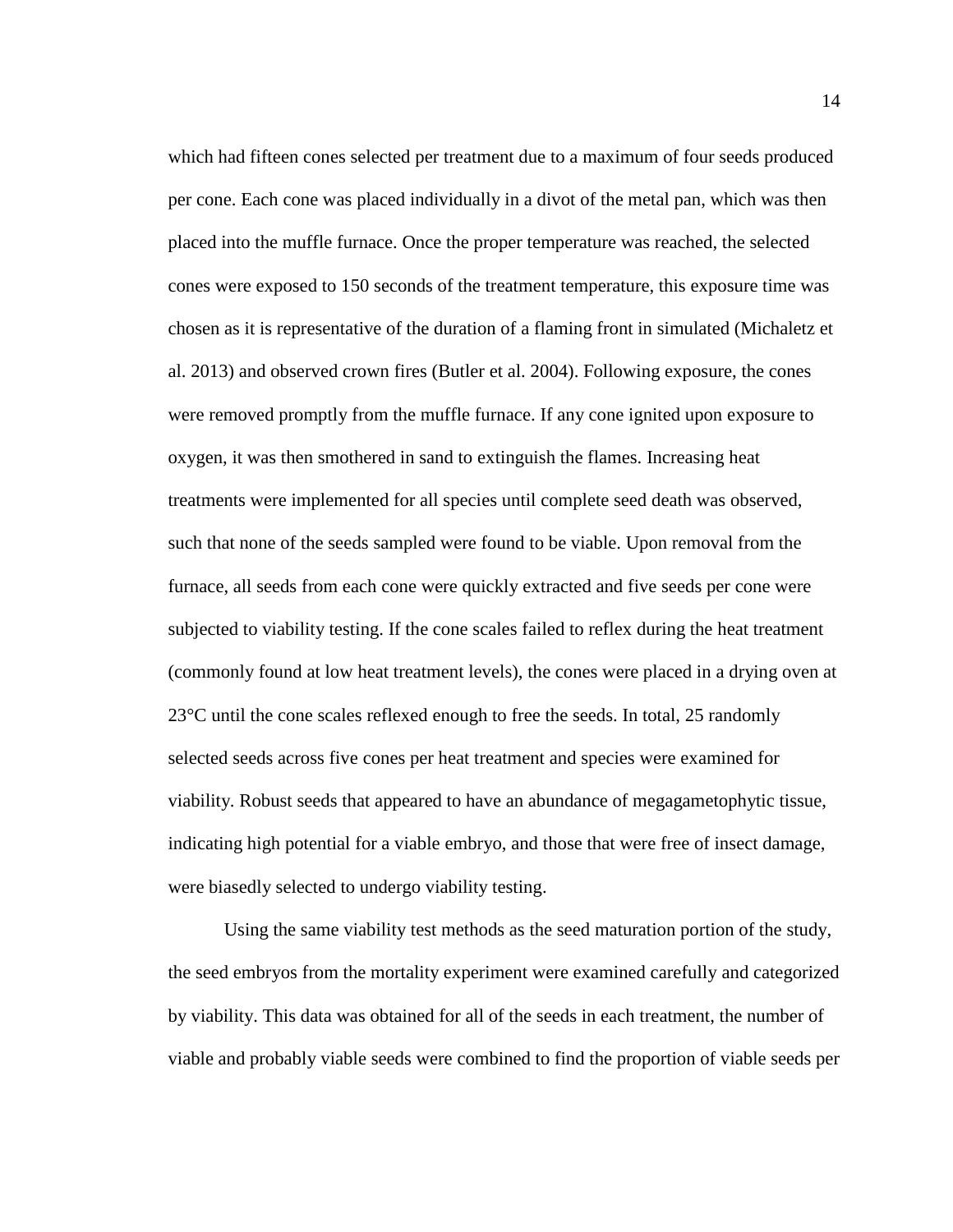which had fifteen cones selected per treatment due to a maximum of four seeds produced per cone. Each cone was placed individually in a divot of the metal pan, which was then placed into the muffle furnace. Once the proper temperature was reached, the selected cones were exposed to 150 seconds of the treatment temperature, this exposure time was chosen as it is representative of the duration of a flaming front in simulated (Michaletz et al. 2013) and observed crown fires (Butler et al. 2004). Following exposure, the cones were removed promptly from the muffle furnace. If any cone ignited upon exposure to oxygen, it was then smothered in sand to extinguish the flames. Increasing heat treatments were implemented for all species until complete seed death was observed, such that none of the seeds sampled were found to be viable. Upon removal from the furnace, all seeds from each cone were quickly extracted and five seeds per cone were subjected to viability testing. If the cone scales failed to reflex during the heat treatment (commonly found at low heat treatment levels), the cones were placed in a drying oven at 23°C until the cone scales reflexed enough to free the seeds. In total, 25 randomly selected seeds across five cones per heat treatment and species were examined for viability. Robust seeds that appeared to have an abundance of megagametophytic tissue, indicating high potential for a viable embryo, and those that were free of insect damage, were biasedly selected to undergo viability testing.

Using the same viability test methods as the seed maturation portion of the study, the seed embryos from the mortality experiment were examined carefully and categorized by viability. This data was obtained for all of the seeds in each treatment, the number of viable and probably viable seeds were combined to find the proportion of viable seeds per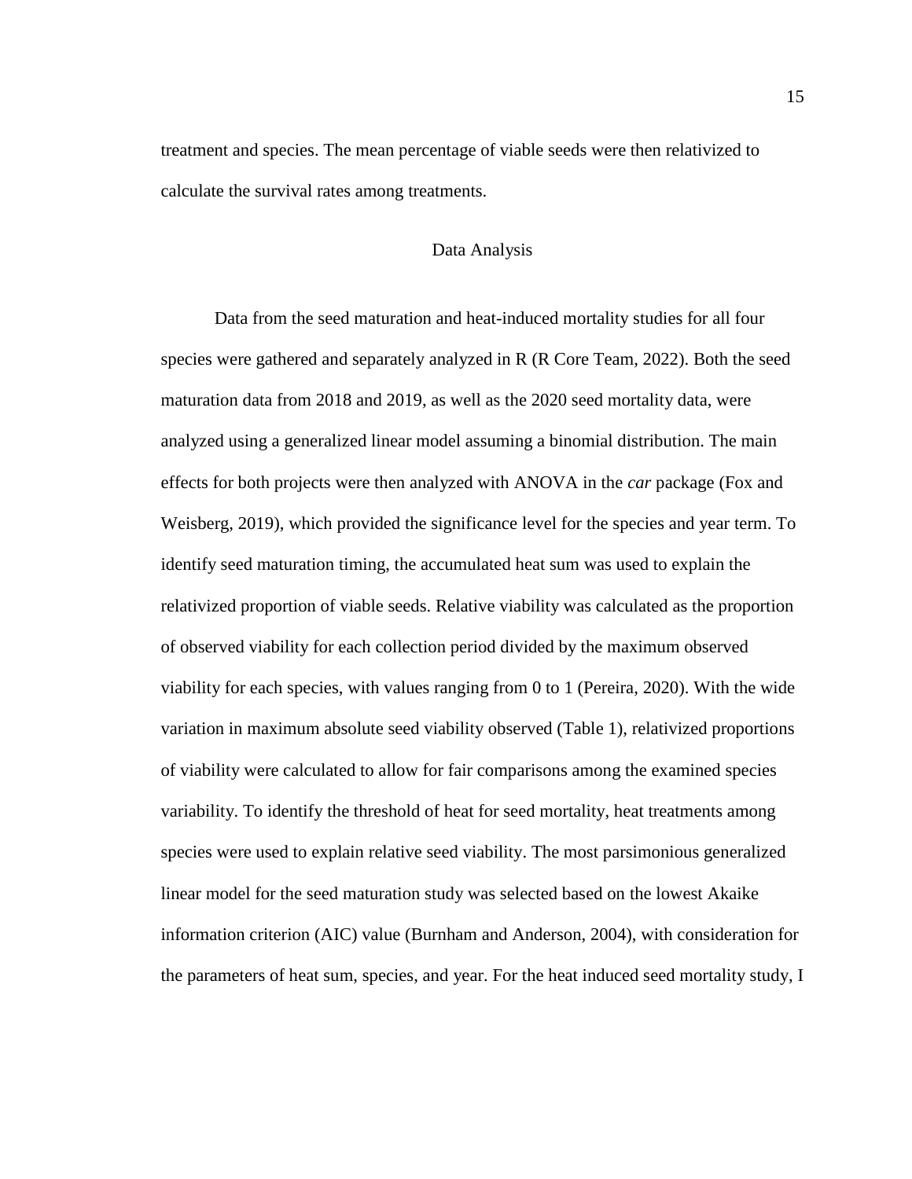treatment and species. The mean percentage of viable seeds were then relativized to calculate the survival rates among treatments.

## Data Analysis

Data from the seed maturation and heat-induced mortality studies for all four species were gathered and separately analyzed in R (R Core Team, 2022). Both the seed maturation data from 2018 and 2019, as well as the 2020 seed mortality data, were analyzed using a generalized linear model assuming a binomial distribution. The main effects for both projects were then analyzed with ANOVA in the *car* package (Fox and Weisberg, 2019), which provided the significance level for the species and year term. To identify seed maturation timing, the accumulated heat sum was used to explain the relativized proportion of viable seeds. Relative viability was calculated as the proportion of observed viability for each collection period divided by the maximum observed viability for each species, with values ranging from 0 to 1 (Pereira, 2020). With the wide variation in maximum absolute seed viability observed (Table 1), relativized proportions of viability were calculated to allow for fair comparisons among the examined species variability. To identify the threshold of heat for seed mortality, heat treatments among species were used to explain relative seed viability. The most parsimonious generalized linear model for the seed maturation study was selected based on the lowest Akaike information criterion (AIC) value (Burnham and Anderson, 2004), with consideration for the parameters of heat sum, species, and year. For the heat induced seed mortality study, I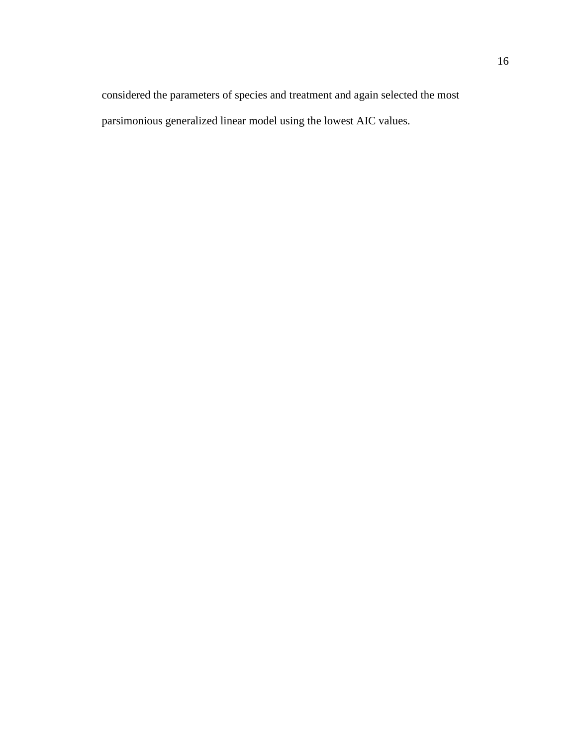considered the parameters of species and treatment and again selected the most parsimonious generalized linear model using the lowest AIC values.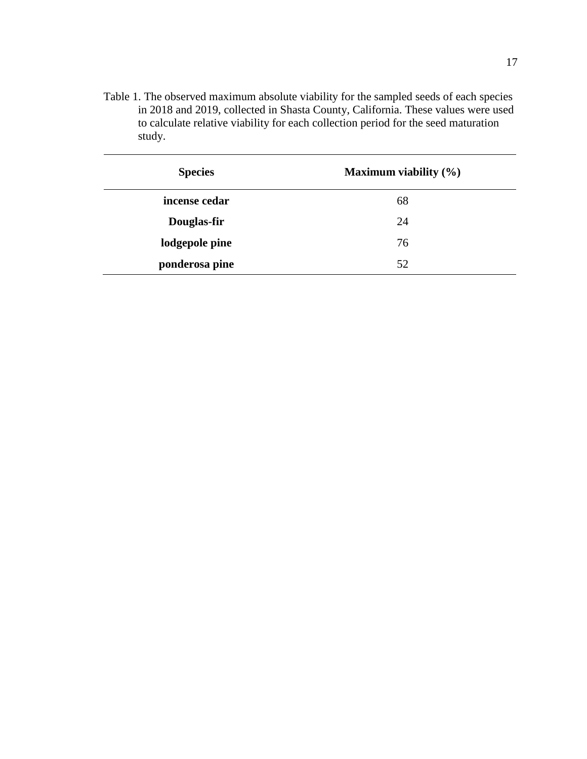Table 1. The observed maximum absolute viability for the sampled seeds of each species in 2018 and 2019, collected in Shasta County, California. These values were used to calculate relative viability for each collection period for the seed maturation study.

| Species | Maximum viability (%) |
| --- | --- |
| **incense cedar** | 68 |
| **Douglas-fir** | 24 |
| **lodgepole pine** | 76 |
| **ponderosa pine** | 52 |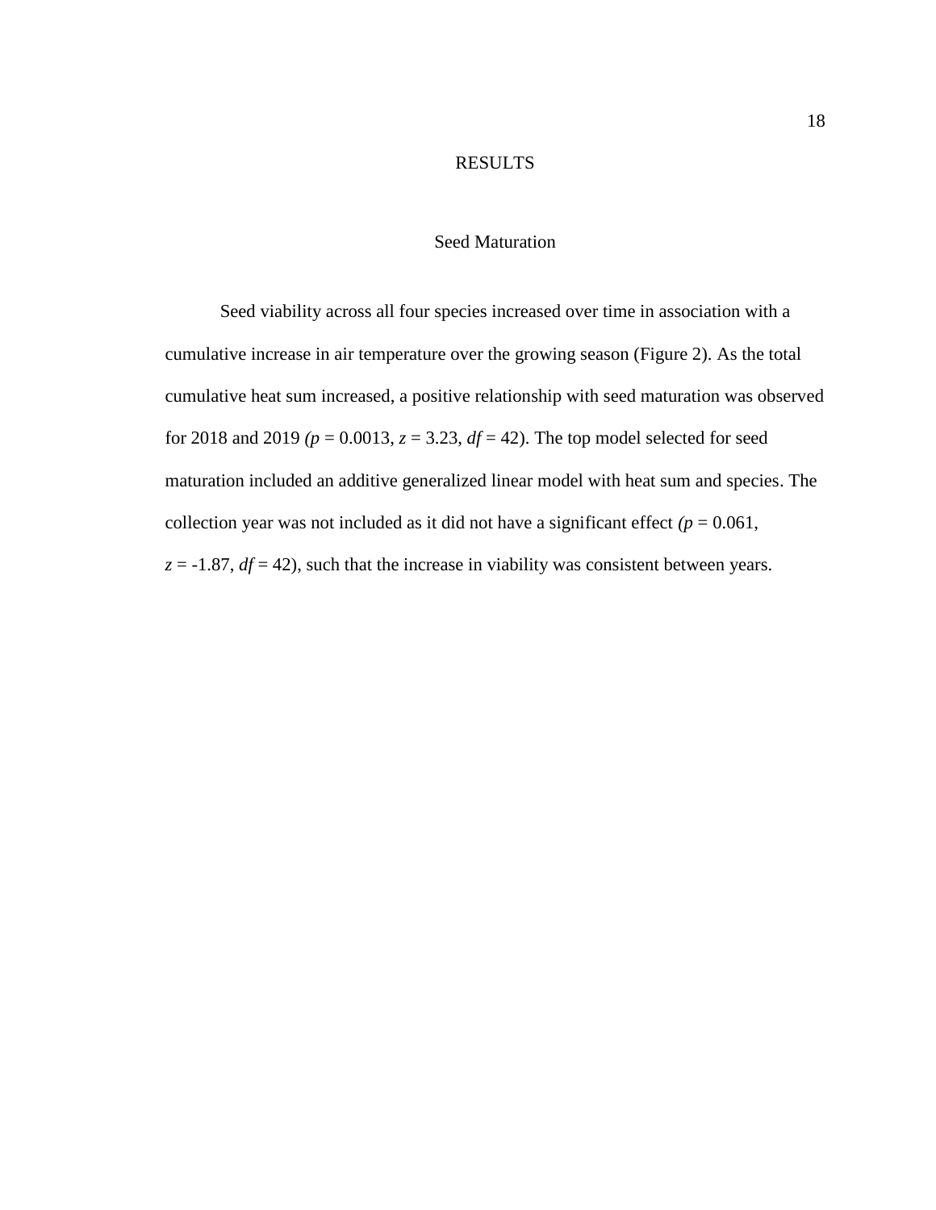# RESULTS

## Seed Maturation

Seed viability across all four species increased over time in association with a cumulative increase in air temperature over the growing season (Figure 2). As the total cumulative heat sum increased, a positive relationship with seed maturation was observed for 2018 and 2019 ($p = 0.0013$, $z = 3.23$, $df = 42$). The top model selected for seed maturation included an additive generalized linear model with heat sum and species. The collection year was not included as it did not have a significant effect ($p = 0.061$, $z = -1.87$, $df = 42$), such that the increase in viability was consistent between years.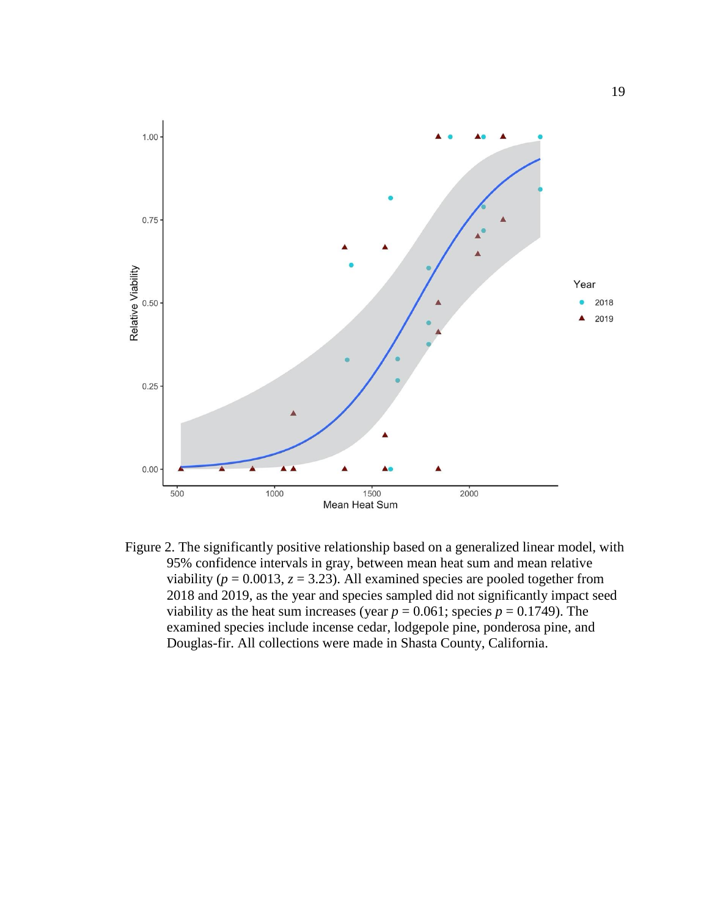Figure 2. The significantly positive relationship based on a generalized linear model, with 95% confidence intervals in gray, between mean heat sum and mean relative viability ($p = 0.0013$, $z = 3.23$). All examined species are pooled together from 2018 and 2019, as the year and species sampled did not significantly impact seed viability as the heat sum increases (year $p = 0.061$; species $p = 0.1749$). The examined species include incense cedar, lodgepole pine, ponderosa pine, and Douglas-fir. All collections were made in Shasta County, California.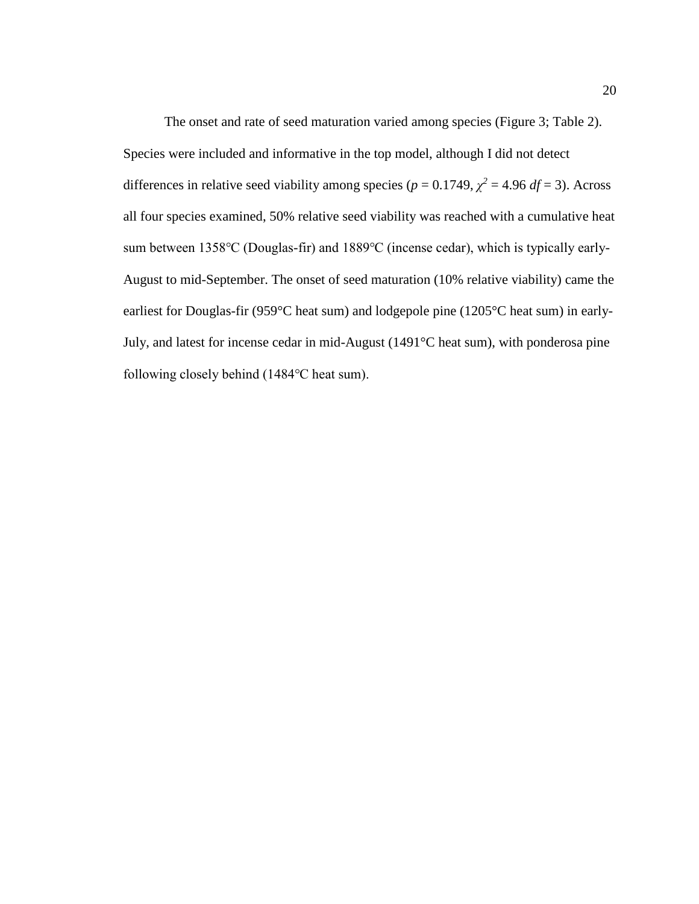The onset and rate of seed maturation varied among species (Figure 3; Table 2). Species were included and informative in the top model, although I did not detect differences in relative seed viability among species ($p = 0.1749$, $\chi^2 = 4.96$ $df = 3$). Across all four species examined, 50% relative seed viability was reached with a cumulative heat sum between 1358°C (Douglas-fir) and 1889°C (incense cedar), which is typically early-August to mid-September. The onset of seed maturation (10% relative viability) came the earliest for Douglas-fir (959°C heat sum) and lodgepole pine (1205°C heat sum) in early-July, and latest for incense cedar in mid-August (1491°C heat sum), with ponderosa pine following closely behind (1484°C heat sum).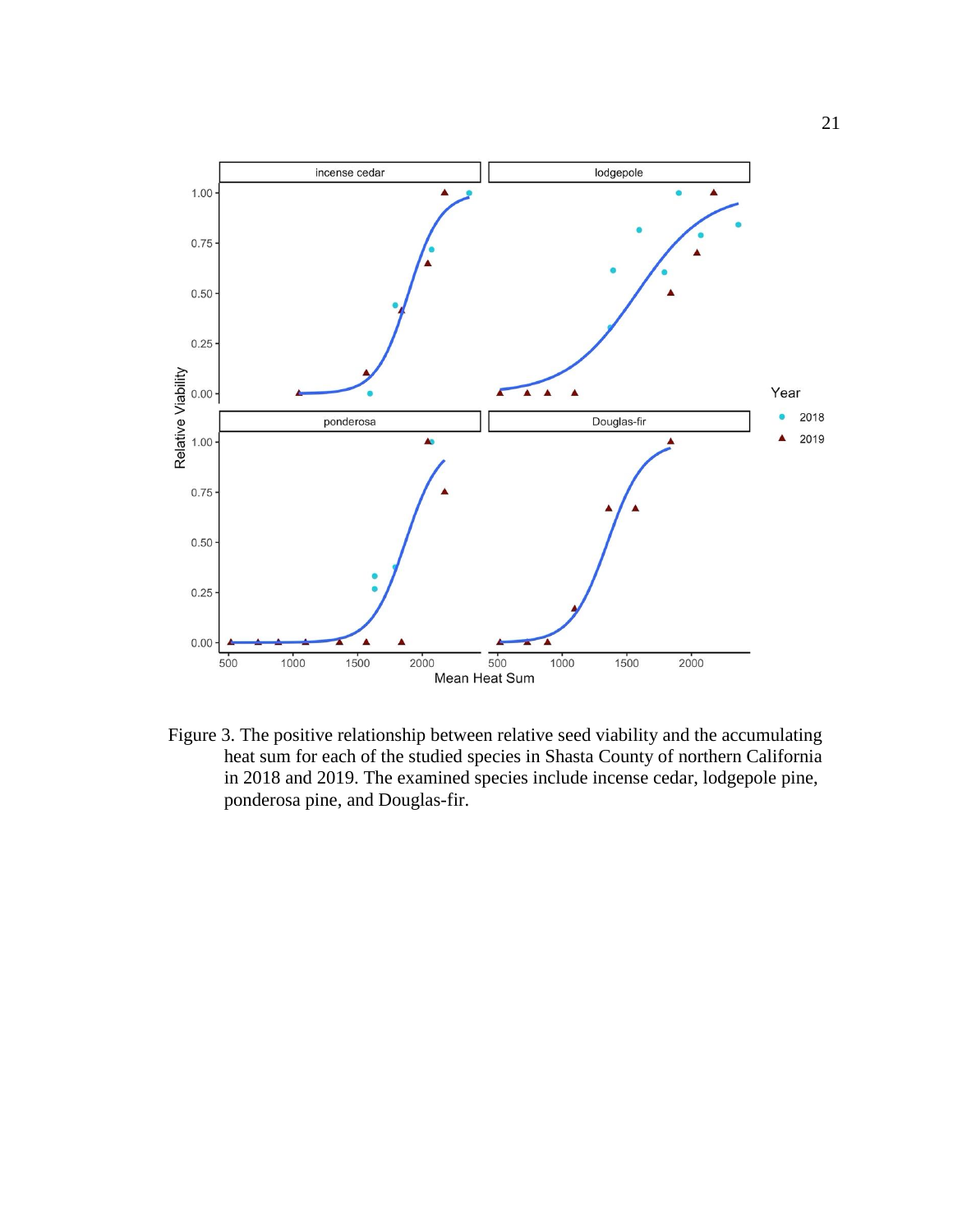Figure 3. The positive relationship between relative seed viability and the accumulating heat sum for each of the studied species in Shasta County of northern California in 2018 and 2019. The examined species include incense cedar, lodgepole pine, ponderosa pine, and Douglas-fir.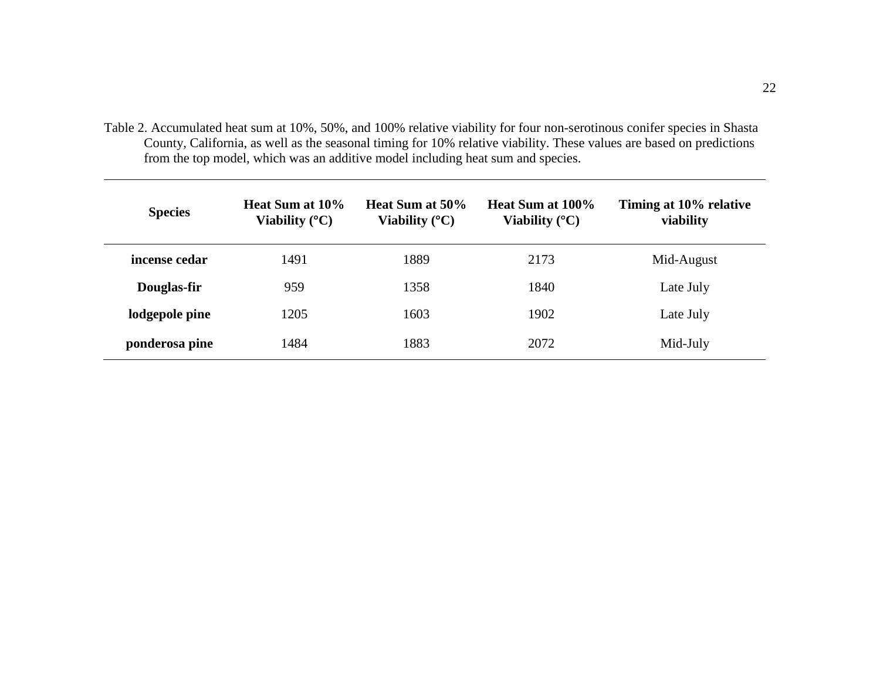Table 2. Accumulated heat sum at 10%, 50%, and 100% relative viability for four non-serotinous conifer species in Shasta County, California, as well as the seasonal timing for 10% relative viability. These values are based on predictions from the top model, which was an additive model including heat sum and species.

| **Species** | **Heat Sum at 10% Viability (°C)** | **Heat Sum at 50% Viability (°C)** | **Heat Sum at 100% Viability (°C)** | **Timing at 10% relative viability** |
|---|---|---|---|---|
| **incense cedar** | 1491 | 1889 | 2173 | Mid-August |
| **Douglas-fir** | 959 | 1358 | 1840 | Late July |
| **lodgepole pine** | 1205 | 1603 | 1902 | Late July |
| **ponderosa pine** | 1484 | 1883 | 2072 | Mid-July |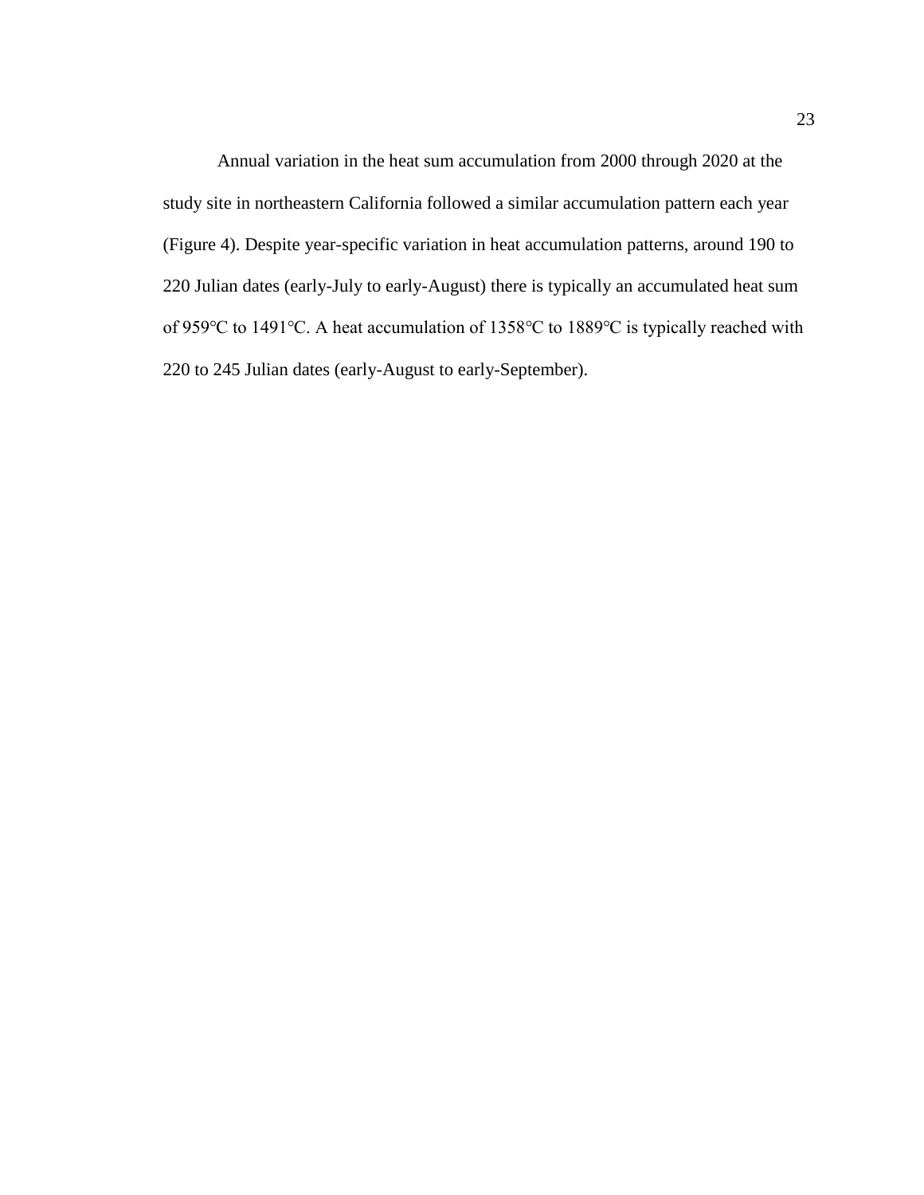Annual variation in the heat sum accumulation from 2000 through 2020 at the study site in northeastern California followed a similar accumulation pattern each year (Figure 4). Despite year-specific variation in heat accumulation patterns, around 190 to 220 Julian dates (early-July to early-August) there is typically an accumulated heat sum of 959℃ to 1491℃. A heat accumulation of 1358℃ to 1889℃ is typically reached with 220 to 245 Julian dates (early-August to early-September).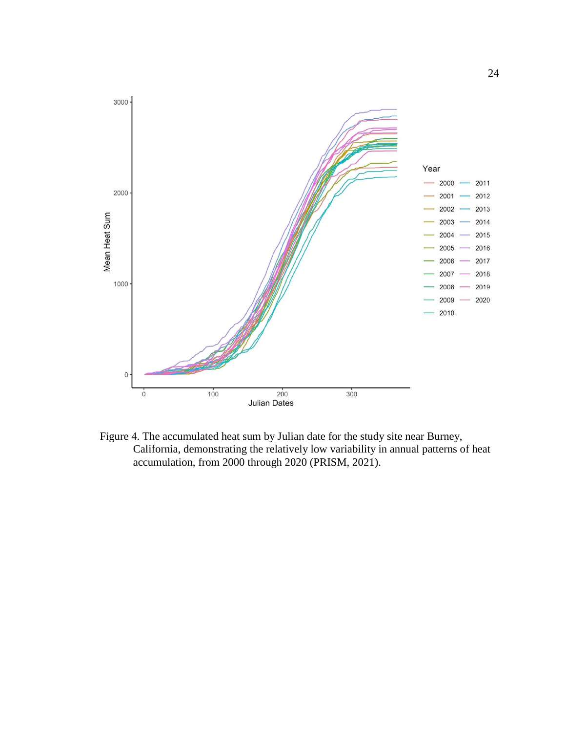Figure 4. The accumulated heat sum by Julian date for the study site near Burney, California, demonstrating the relatively low variability in annual patterns of heat accumulation, from 2000 through 2020 (PRISM, 2021).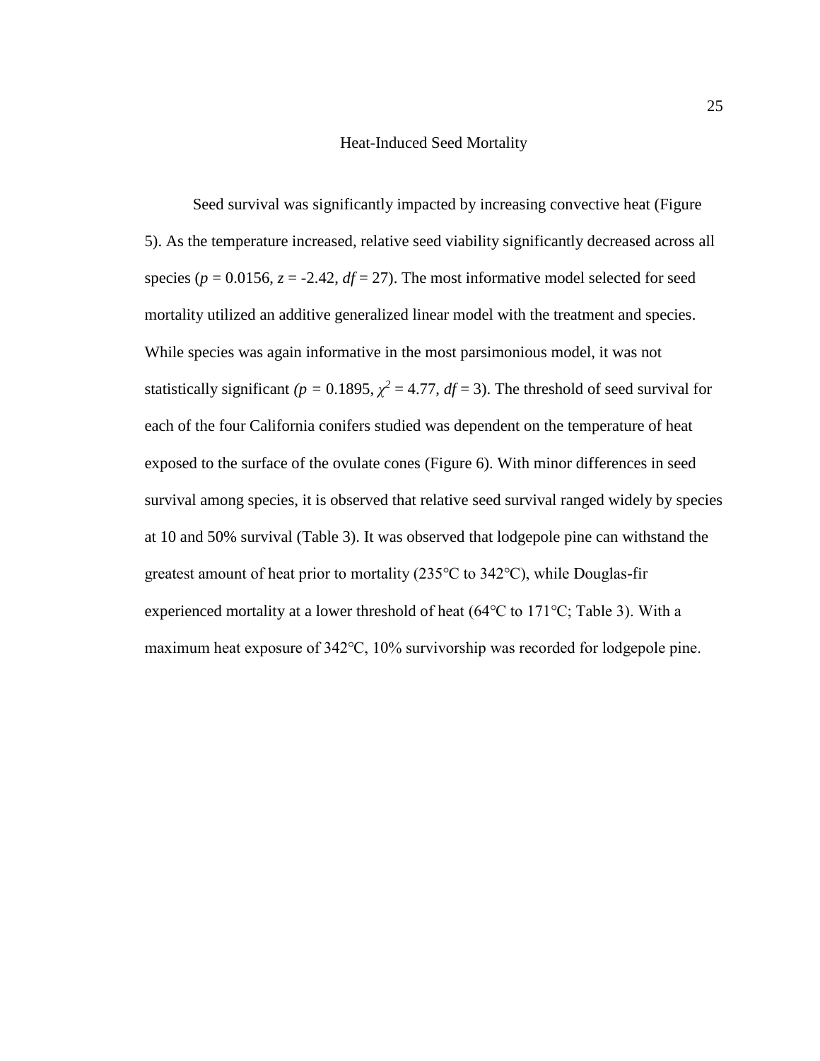## Heat-Induced Seed Mortality

Seed survival was significantly impacted by increasing convective heat (Figure 5). As the temperature increased, relative seed viability significantly decreased across all species ($p = 0.0156$, $z = -2.42$, $df = 27$). The most informative model selected for seed mortality utilized an additive generalized linear model with the treatment and species. While species was again informative in the most parsimonious model, it was not statistically significant ($p = 0.1895$, $\chi^2 = 4.77$, $df = 3$). The threshold of seed survival for each of the four California conifers studied was dependent on the temperature of heat exposed to the surface of the ovulate cones (Figure 6). With minor differences in seed survival among species, it is observed that relative seed survival ranged widely by species at 10 and 50% survival (Table 3). It was observed that lodgepole pine can withstand the greatest amount of heat prior to mortality (235℃ to 342℃), while Douglas-fir experienced mortality at a lower threshold of heat (64℃ to 171℃; Table 3). With a maximum heat exposure of 342℃, 10% survivorship was recorded for lodgepole pine.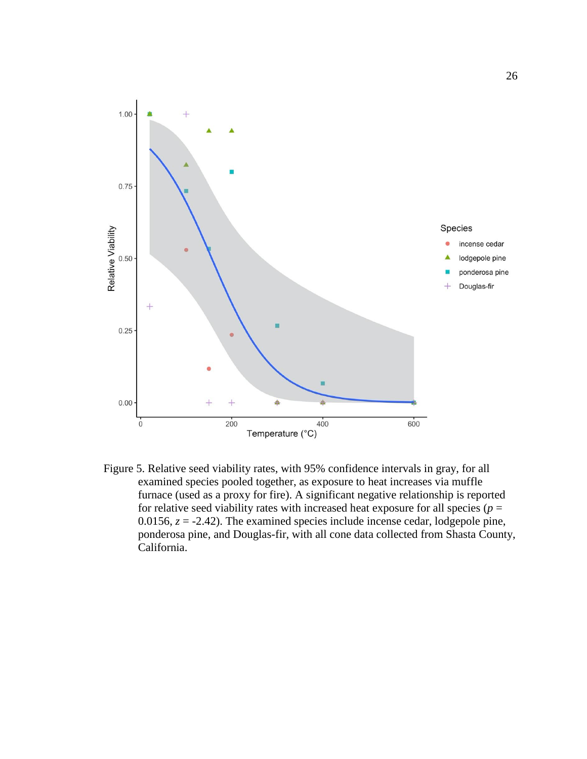Figure 5. Relative seed viability rates, with 95% confidence intervals in gray, for all examined species pooled together, as exposure to heat increases via muffle furnace (used as a proxy for fire). A significant negative relationship is reported for relative seed viability rates with increased heat exposure for all species ($p$ = 0.0156, $z$ = -2.42). The examined species include incense cedar, lodgepole pine, ponderosa pine, and Douglas-fir, with all cone data collected from Shasta County, California.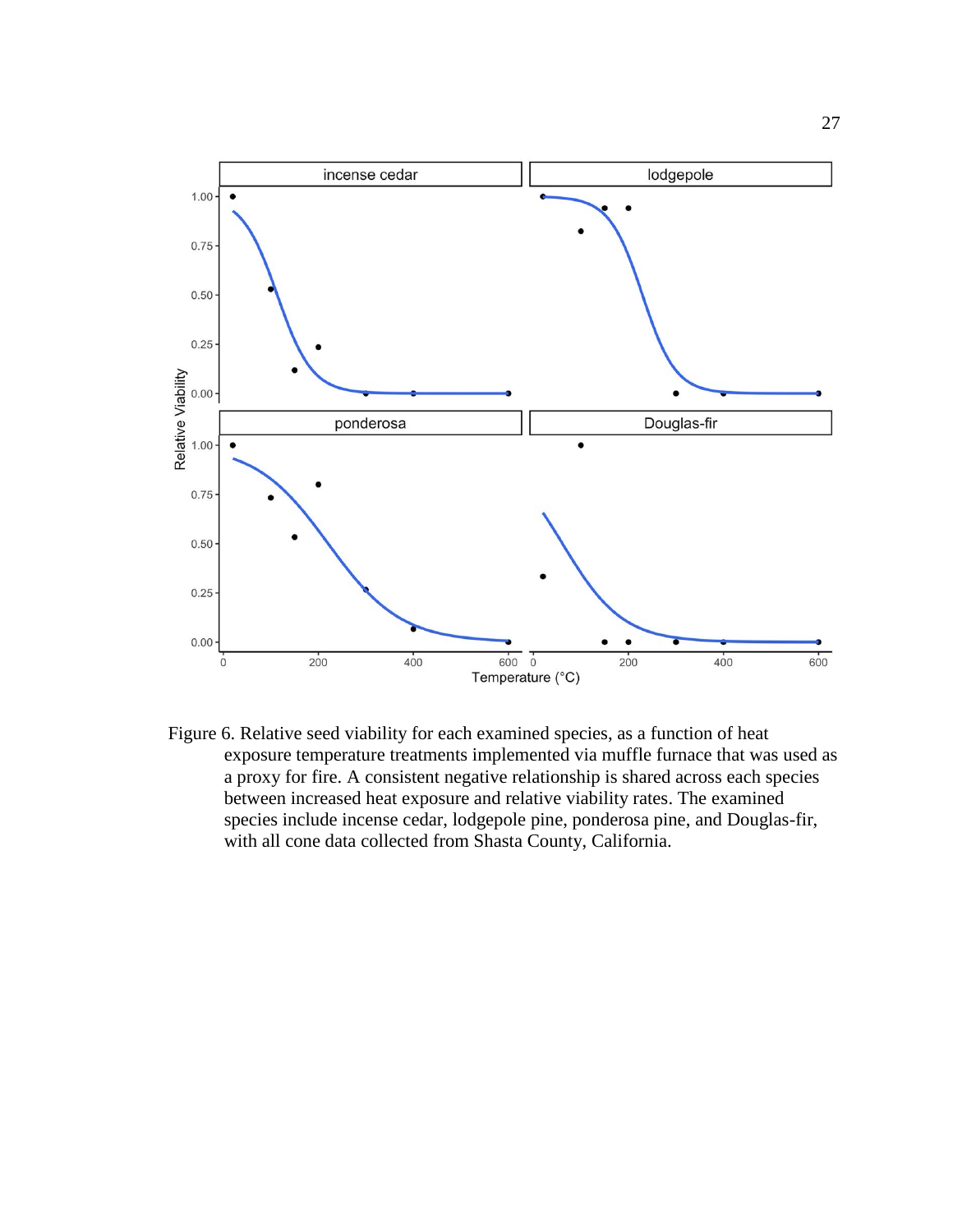Figure 6. Relative seed viability for each examined species, as a function of heat exposure temperature treatments implemented via muffle furnace that was used as a proxy for fire. A consistent negative relationship is shared across each species between increased heat exposure and relative viability rates. The examined species include incense cedar, lodgepole pine, ponderosa pine, and Douglas-fir, with all cone data collected from Shasta County, California.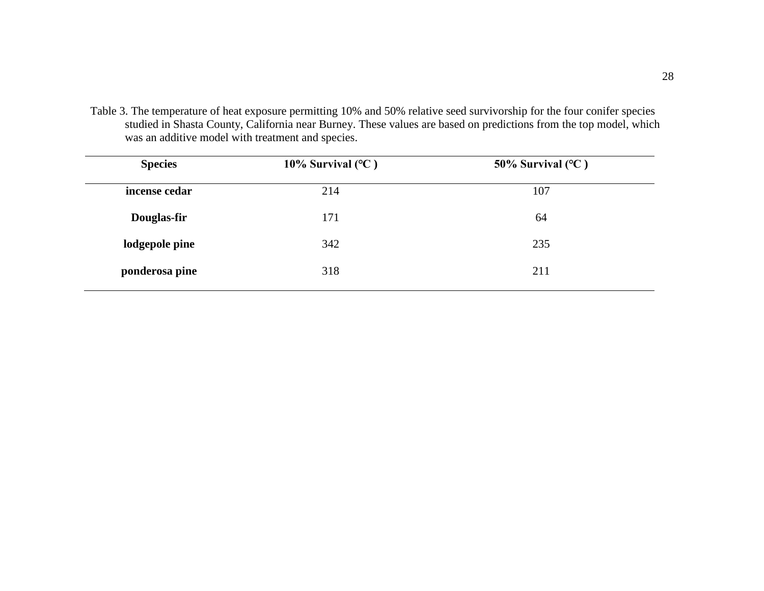Table 3. The temperature of heat exposure permitting 10% and 50% relative seed survivorship for the four conifer species studied in Shasta County, California near Burney. These values are based on predictions from the top model, which was an additive model with treatment and species.

| **Species** | **10% Survival (°C )** | **50% Survival (°C )** |
|---|---|---|
| **incense cedar** | 214 | 107 |
| **Douglas-fir** | 171 | 64 |
| **lodgepole pine** | 342 | 235 |
| **ponderosa pine** | 318 | 211 |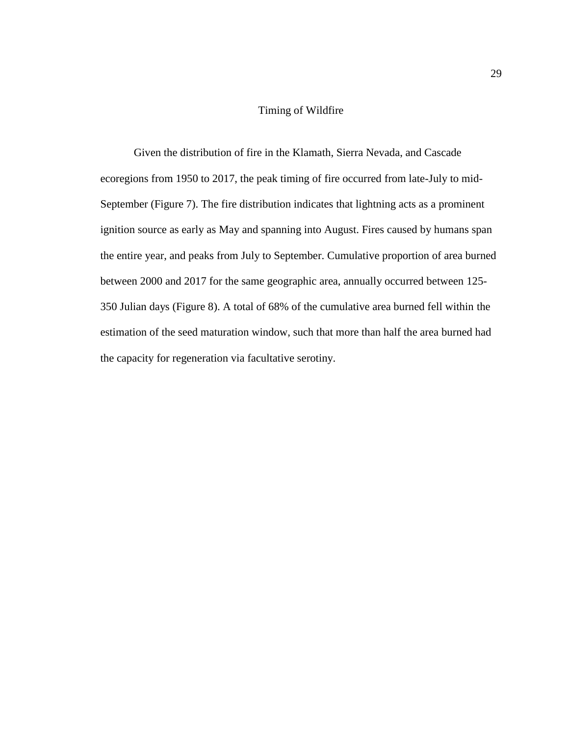## Timing of Wildfire

Given the distribution of fire in the Klamath, Sierra Nevada, and Cascade ecoregions from 1950 to 2017, the peak timing of fire occurred from late-July to mid-September (Figure 7). The fire distribution indicates that lightning acts as a prominent ignition source as early as May and spanning into August. Fires caused by humans span the entire year, and peaks from July to September. Cumulative proportion of area burned between 2000 and 2017 for the same geographic area, annually occurred between 125-350 Julian days (Figure 8). A total of 68% of the cumulative area burned fell within the estimation of the seed maturation window, such that more than half the area burned had the capacity for regeneration via facultative serotiny.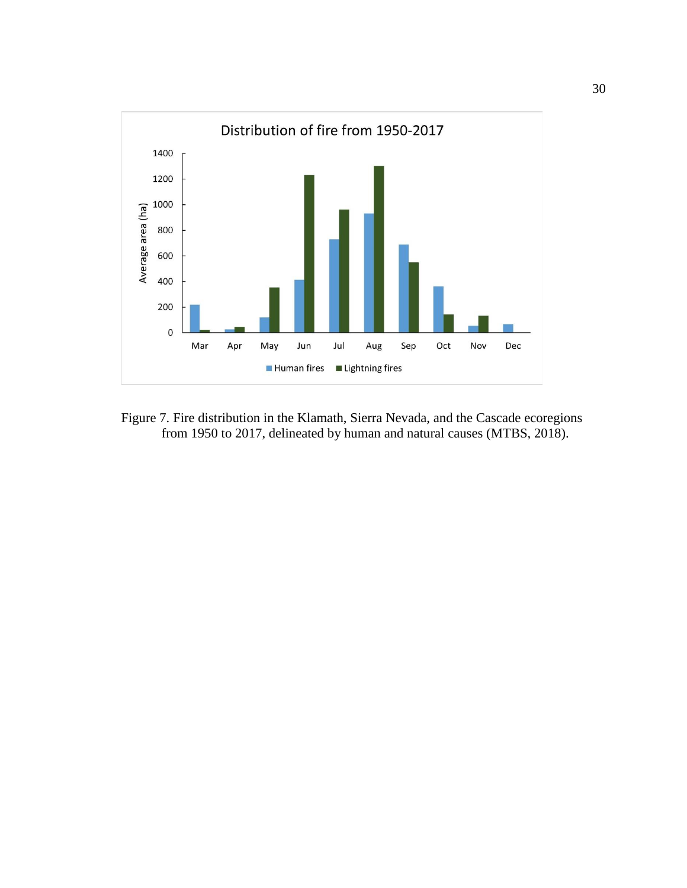Figure 7. Fire distribution in the Klamath, Sierra Nevada, and the Cascade ecoregions from 1950 to 2017, delineated by human and natural causes (MTBS, 2018).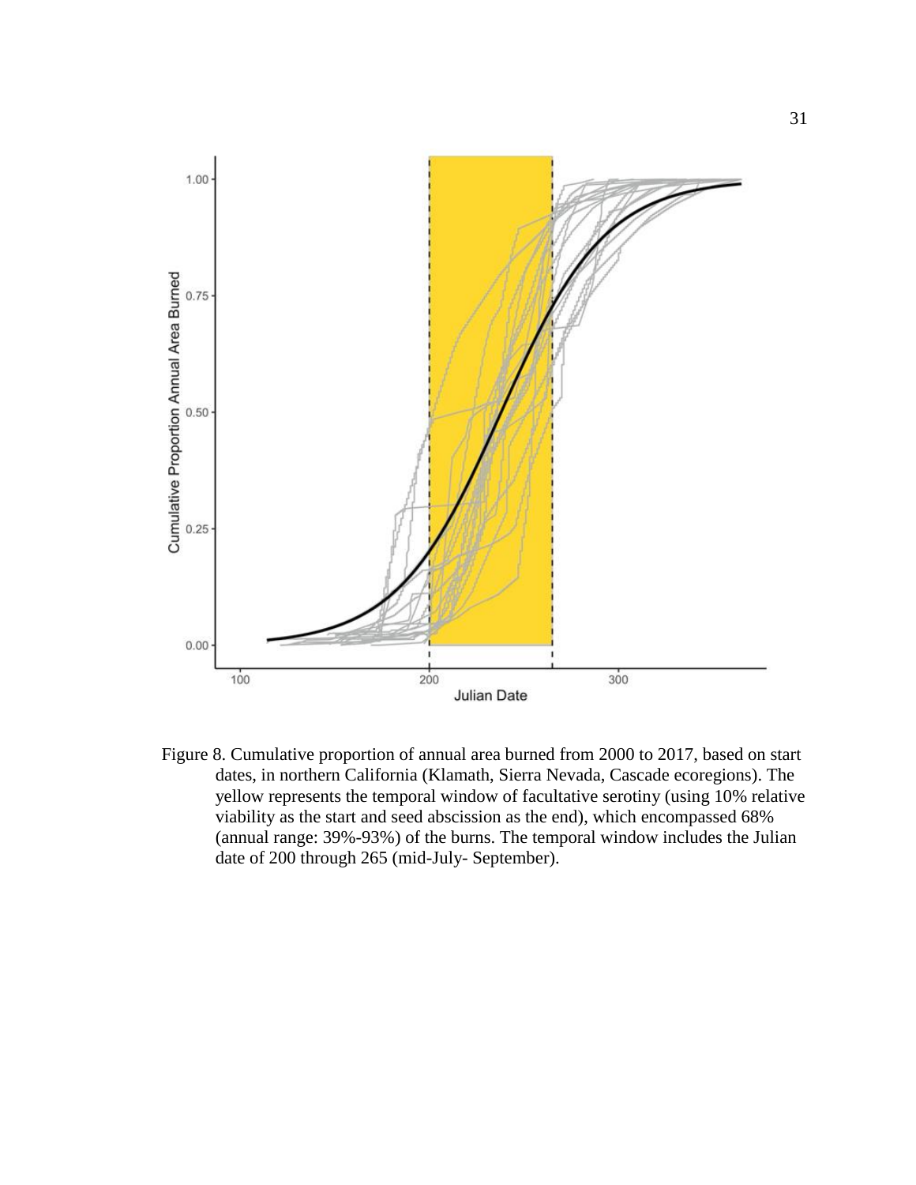Figure 8. Cumulative proportion of annual area burned from 2000 to 2017, based on start dates, in northern California (Klamath, Sierra Nevada, Cascade ecoregions). The yellow represents the temporal window of facultative serotiny (using 10% relative viability as the start and seed abscission as the end), which encompassed 68% (annual range: 39%-93%) of the burns. The temporal window includes the Julian date of 200 through 265 (mid-July- September).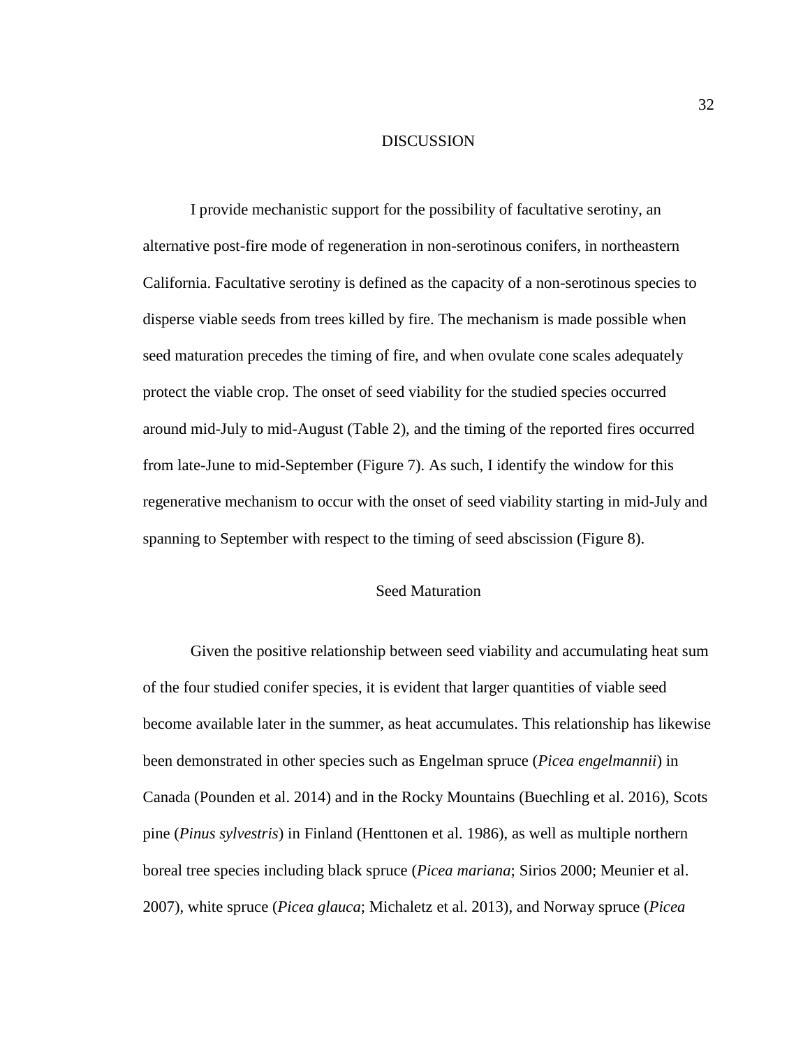# DISCUSSION

I provide mechanistic support for the possibility of facultative serotiny, an alternative post-fire mode of regeneration in non-serotinous conifers, in northeastern California. Facultative serotiny is defined as the capacity of a non-serotinous species to disperse viable seeds from trees killed by fire. The mechanism is made possible when seed maturation precedes the timing of fire, and when ovulate cone scales adequately protect the viable crop. The onset of seed viability for the studied species occurred around mid-July to mid-August (Table 2), and the timing of the reported fires occurred from late-June to mid-September (Figure 7). As such, I identify the window for this regenerative mechanism to occur with the onset of seed viability starting in mid-July and spanning to September with respect to the timing of seed abscission (Figure 8).

## Seed Maturation

Given the positive relationship between seed viability and accumulating heat sum of the four studied conifer species, it is evident that larger quantities of viable seed become available later in the summer, as heat accumulates. This relationship has likewise been demonstrated in other species such as Engelman spruce (*Picea engelmannii*) in Canada (Pounden et al. 2014) and in the Rocky Mountains (Buechling et al. 2016), Scots pine (*Pinus sylvestris*) in Finland (Henttonen et al. 1986), as well as multiple northern boreal tree species including black spruce (*Picea mariana*; Sirios 2000; Meunier et al. 2007), white spruce (*Picea glauca*; Michaletz et al. 2013), and Norway spruce (*Picea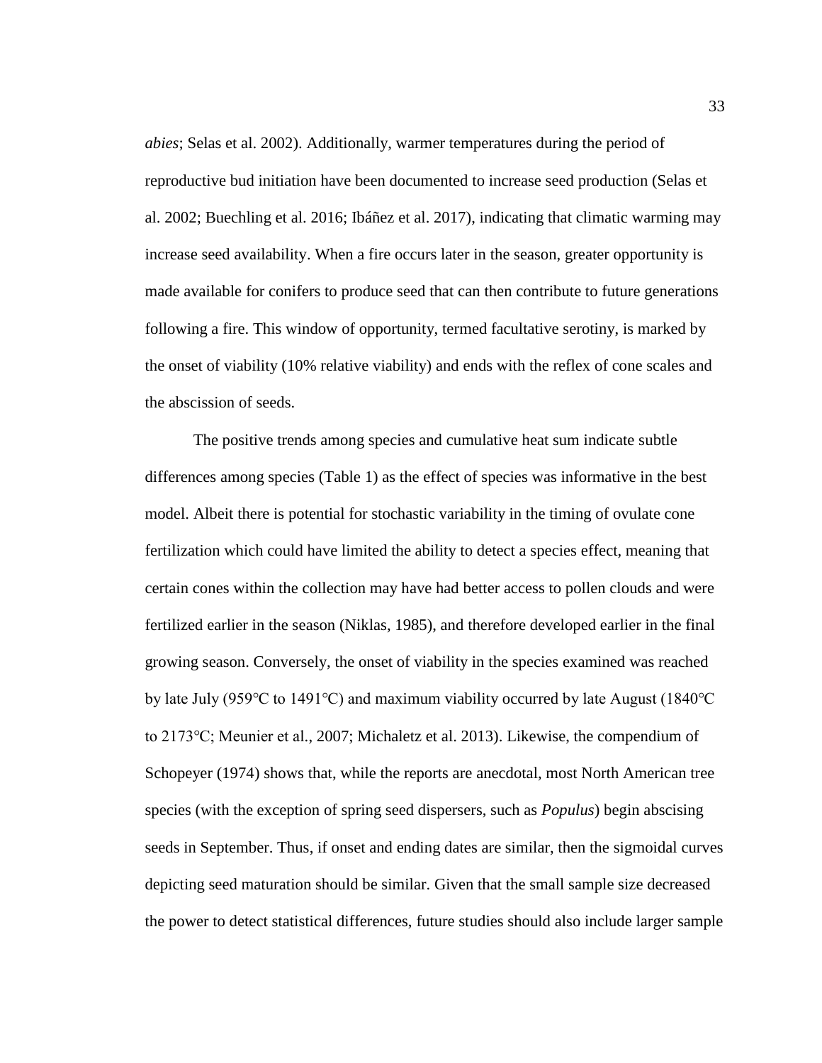*abies*; Selas et al. 2002). Additionally, warmer temperatures during the period of reproductive bud initiation have been documented to increase seed production (Selas et al. 2002; Buechling et al. 2016; Ibáñez et al. 2017), indicating that climatic warming may increase seed availability. When a fire occurs later in the season, greater opportunity is made available for conifers to produce seed that can then contribute to future generations following a fire. This window of opportunity, termed facultative serotiny, is marked by the onset of viability (10% relative viability) and ends with the reflex of cone scales and the abscission of seeds.

The positive trends among species and cumulative heat sum indicate subtle differences among species (Table 1) as the effect of species was informative in the best model. Albeit there is potential for stochastic variability in the timing of ovulate cone fertilization which could have limited the ability to detect a species effect, meaning that certain cones within the collection may have had better access to pollen clouds and were fertilized earlier in the season (Niklas, 1985), and therefore developed earlier in the final growing season. Conversely, the onset of viability in the species examined was reached by late July (959℃ to 1491℃) and maximum viability occurred by late August (1840℃ to 2173℃; Meunier et al., 2007; Michaletz et al. 2013). Likewise, the compendium of Schopeyer (1974) shows that, while the reports are anecdotal, most North American tree species (with the exception of spring seed dispersers, such as *Populus*) begin abscising seeds in September. Thus, if onset and ending dates are similar, then the sigmoidal curves depicting seed maturation should be similar. Given that the small sample size decreased the power to detect statistical differences, future studies should also include larger sample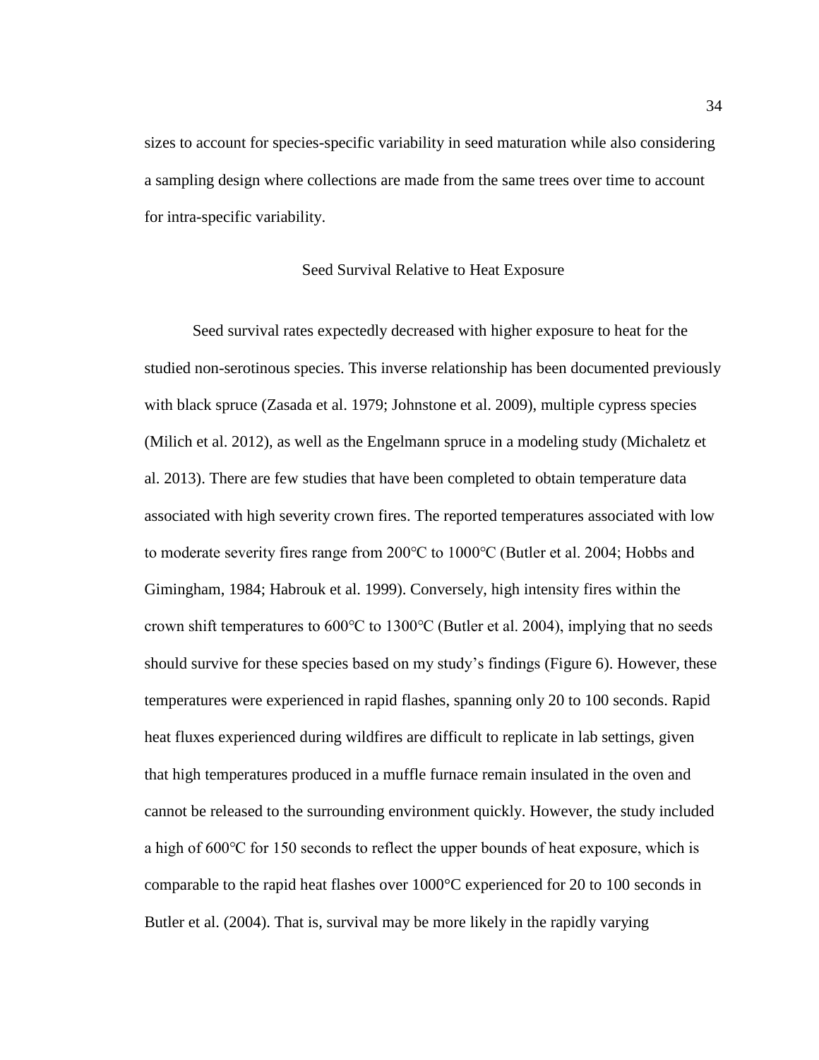sizes to account for species-specific variability in seed maturation while also considering a sampling design where collections are made from the same trees over time to account for intra-specific variability.

## Seed Survival Relative to Heat Exposure

Seed survival rates expectedly decreased with higher exposure to heat for the studied non-serotinous species. This inverse relationship has been documented previously with black spruce (Zasada et al. 1979; Johnstone et al. 2009), multiple cypress species (Milich et al. 2012), as well as the Engelmann spruce in a modeling study (Michaletz et al. 2013). There are few studies that have been completed to obtain temperature data associated with high severity crown fires. The reported temperatures associated with low to moderate severity fires range from 200℃ to 1000℃ (Butler et al. 2004; Hobbs and Gimingham, 1984; Habrouk et al. 1999). Conversely, high intensity fires within the crown shift temperatures to 600℃ to 1300℃ (Butler et al. 2004), implying that no seeds should survive for these species based on my study's findings (Figure 6). However, these temperatures were experienced in rapid flashes, spanning only 20 to 100 seconds. Rapid heat fluxes experienced during wildfires are difficult to replicate in lab settings, given that high temperatures produced in a muffle furnace remain insulated in the oven and cannot be released to the surrounding environment quickly. However, the study included a high of 600℃ for 150 seconds to reflect the upper bounds of heat exposure, which is comparable to the rapid heat flashes over 1000°C experienced for 20 to 100 seconds in Butler et al. (2004). That is, survival may be more likely in the rapidly varying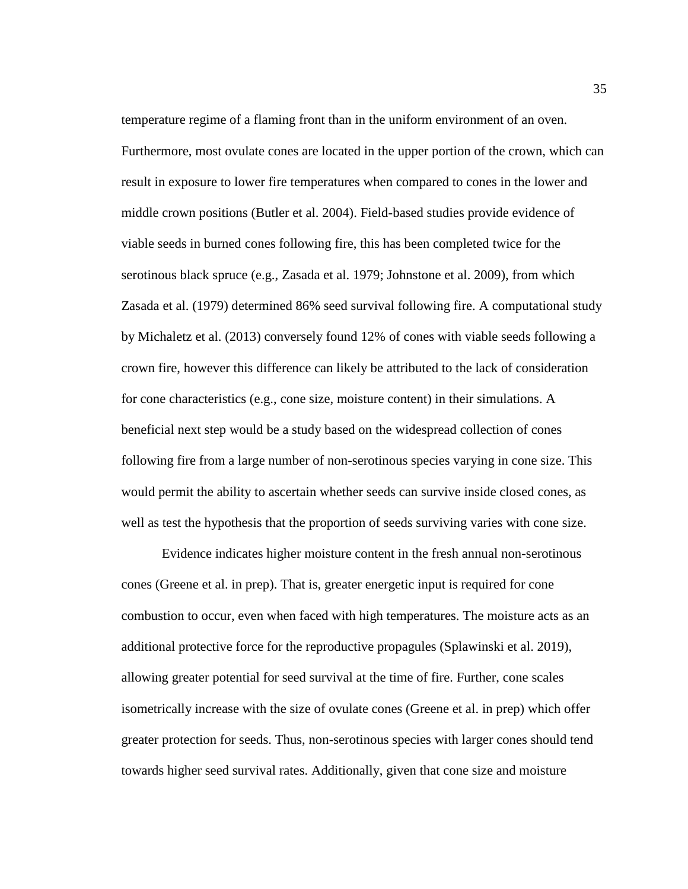temperature regime of a flaming front than in the uniform environment of an oven. Furthermore, most ovulate cones are located in the upper portion of the crown, which can result in exposure to lower fire temperatures when compared to cones in the lower and middle crown positions (Butler et al. 2004). Field-based studies provide evidence of viable seeds in burned cones following fire, this has been completed twice for the serotinous black spruce (e.g., Zasada et al. 1979; Johnstone et al. 2009), from which Zasada et al. (1979) determined 86% seed survival following fire. A computational study by Michaletz et al. (2013) conversely found 12% of cones with viable seeds following a crown fire, however this difference can likely be attributed to the lack of consideration for cone characteristics (e.g., cone size, moisture content) in their simulations. A beneficial next step would be a study based on the widespread collection of cones following fire from a large number of non-serotinous species varying in cone size. This would permit the ability to ascertain whether seeds can survive inside closed cones, as well as test the hypothesis that the proportion of seeds surviving varies with cone size.

Evidence indicates higher moisture content in the fresh annual non-serotinous cones (Greene et al. in prep). That is, greater energetic input is required for cone combustion to occur, even when faced with high temperatures. The moisture acts as an additional protective force for the reproductive propagules (Splawinski et al. 2019), allowing greater potential for seed survival at the time of fire. Further, cone scales isometrically increase with the size of ovulate cones (Greene et al. in prep) which offer greater protection for seeds. Thus, non-serotinous species with larger cones should tend towards higher seed survival rates. Additionally, given that cone size and moisture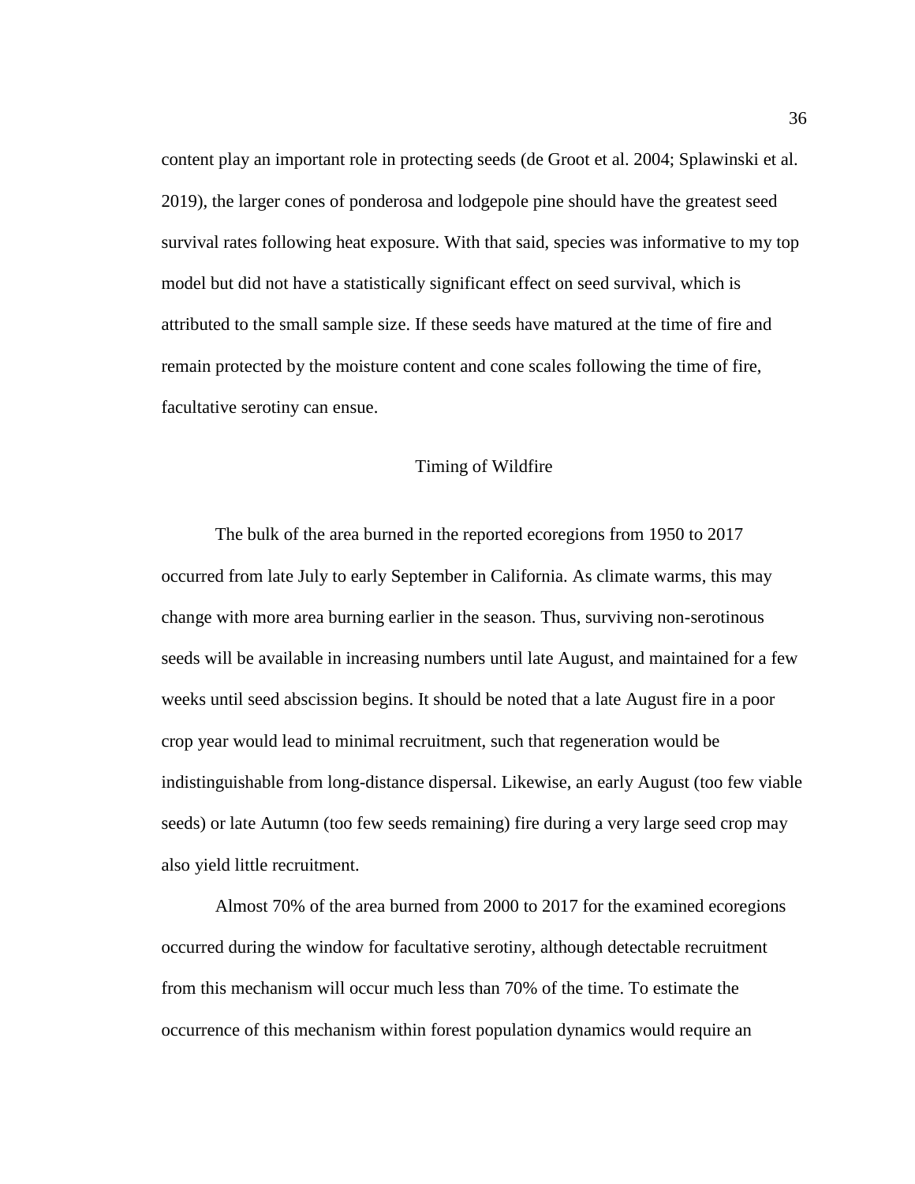content play an important role in protecting seeds (de Groot et al. 2004; Splawinski et al. 2019), the larger cones of ponderosa and lodgepole pine should have the greatest seed survival rates following heat exposure. With that said, species was informative to my top model but did not have a statistically significant effect on seed survival, which is attributed to the small sample size. If these seeds have matured at the time of fire and remain protected by the moisture content and cone scales following the time of fire, facultative serotiny can ensue.

## Timing of Wildfire

The bulk of the area burned in the reported ecoregions from 1950 to 2017 occurred from late July to early September in California. As climate warms, this may change with more area burning earlier in the season. Thus, surviving non-serotinous seeds will be available in increasing numbers until late August, and maintained for a few weeks until seed abscission begins. It should be noted that a late August fire in a poor crop year would lead to minimal recruitment, such that regeneration would be indistinguishable from long-distance dispersal. Likewise, an early August (too few viable seeds) or late Autumn (too few seeds remaining) fire during a very large seed crop may also yield little recruitment.

Almost 70% of the area burned from 2000 to 2017 for the examined ecoregions occurred during the window for facultative serotiny, although detectable recruitment from this mechanism will occur much less than 70% of the time. To estimate the occurrence of this mechanism within forest population dynamics would require an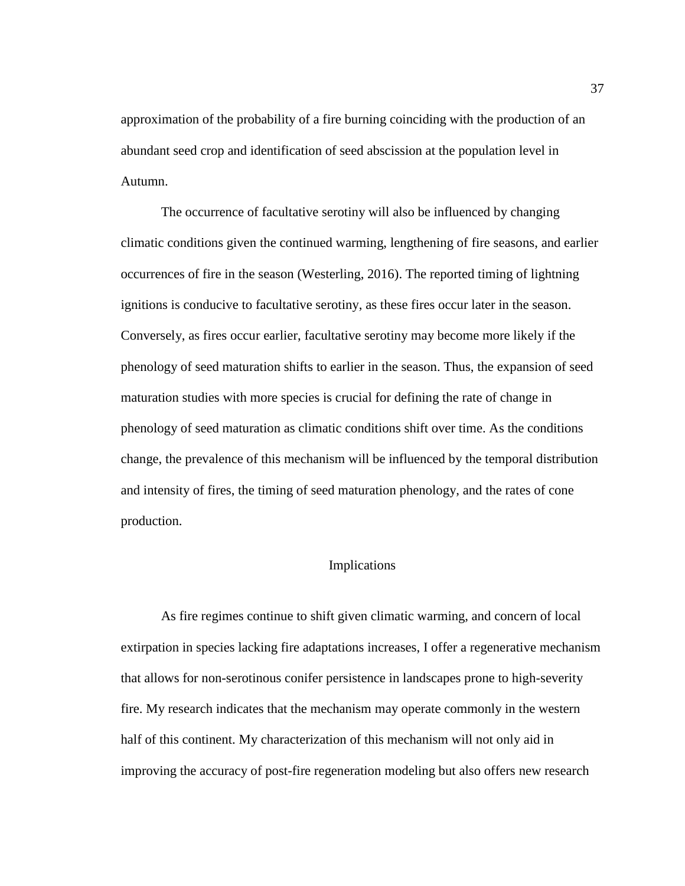approximation of the probability of a fire burning coinciding with the production of an abundant seed crop and identification of seed abscission at the population level in Autumn.

The occurrence of facultative serotiny will also be influenced by changing climatic conditions given the continued warming, lengthening of fire seasons, and earlier occurrences of fire in the season (Westerling, 2016). The reported timing of lightning ignitions is conducive to facultative serotiny, as these fires occur later in the season. Conversely, as fires occur earlier, facultative serotiny may become more likely if the phenology of seed maturation shifts to earlier in the season. Thus, the expansion of seed maturation studies with more species is crucial for defining the rate of change in phenology of seed maturation as climatic conditions shift over time. As the conditions change, the prevalence of this mechanism will be influenced by the temporal distribution and intensity of fires, the timing of seed maturation phenology, and the rates of cone production.

## Implications

As fire regimes continue to shift given climatic warming, and concern of local extirpation in species lacking fire adaptations increases, I offer a regenerative mechanism that allows for non-serotinous conifer persistence in landscapes prone to high-severity fire. My research indicates that the mechanism may operate commonly in the western half of this continent. My characterization of this mechanism will not only aid in improving the accuracy of post-fire regeneration modeling but also offers new research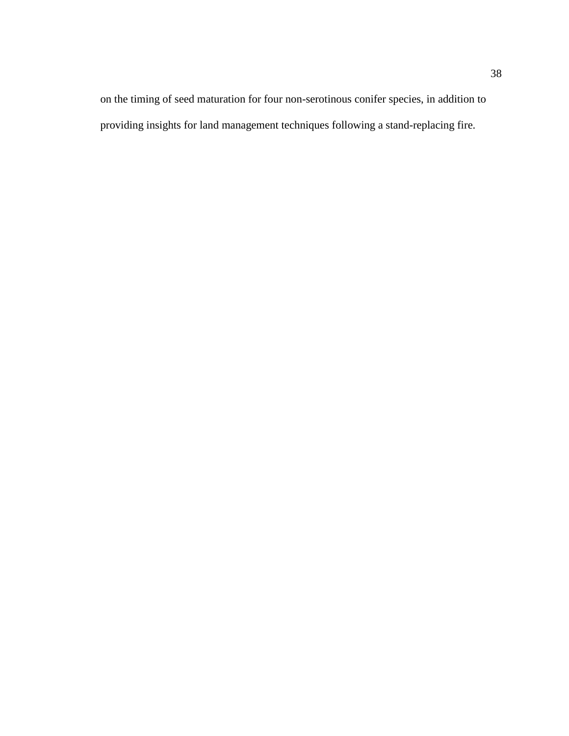on the timing of seed maturation for four non-serotinous conifer species, in addition to providing insights for land management techniques following a stand-replacing fire.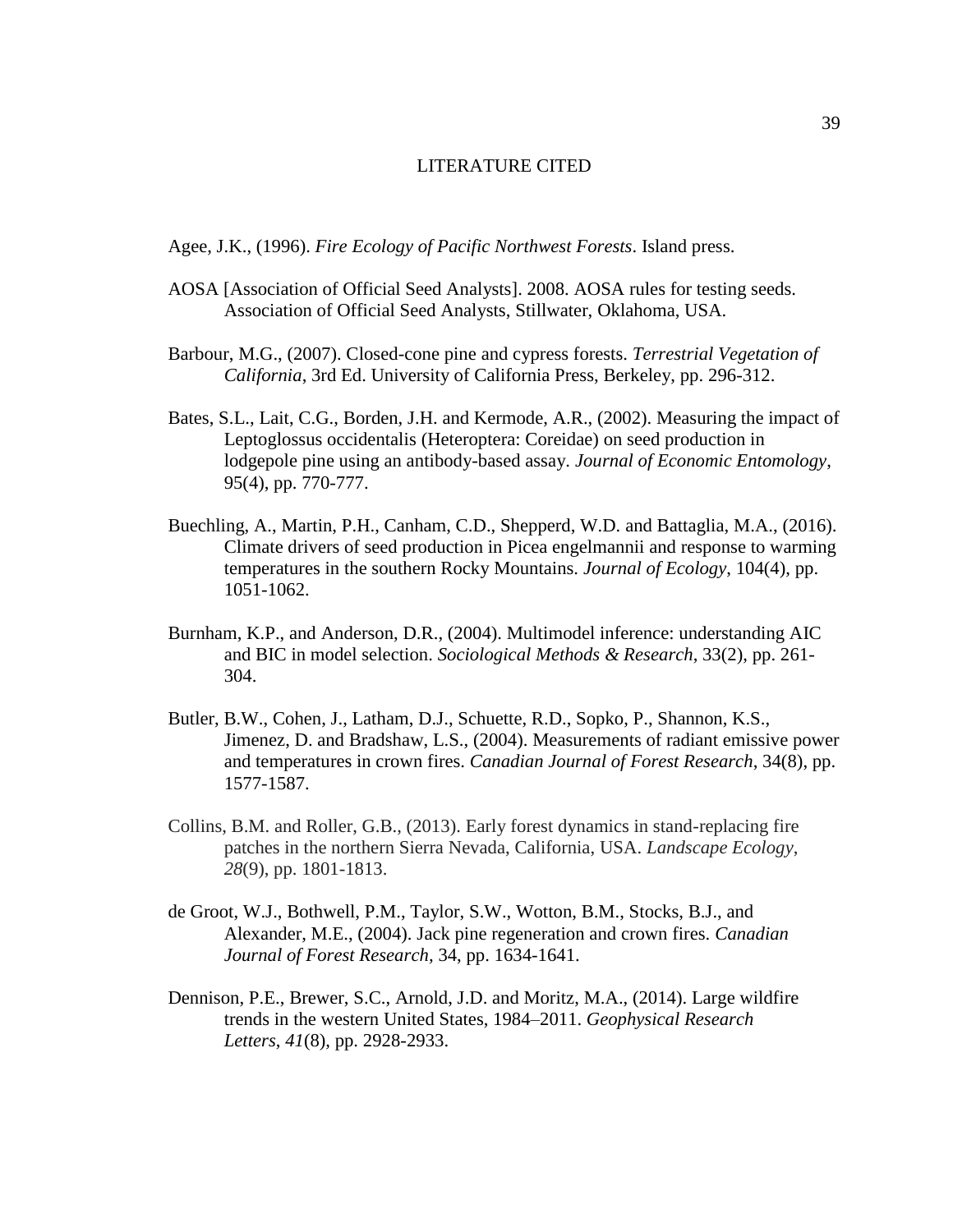# LITERATURE CITED

Agee, J.K., (1996). *Fire Ecology of Pacific Northwest Forests*. Island press.

AOSA [Association of Official Seed Analysts]. 2008. AOSA rules for testing seeds. Association of Official Seed Analysts, Stillwater, Oklahoma, USA.

Barbour, M.G., (2007). Closed-cone pine and cypress forests. *Terrestrial Vegetation of California*, 3rd Ed. University of California Press, Berkeley, pp. 296-312.

Bates, S.L., Lait, C.G., Borden, J.H. and Kermode, A.R., (2002). Measuring the impact of Leptoglossus occidentalis (Heteroptera: Coreidae) on seed production in lodgepole pine using an antibody-based assay. *Journal of Economic Entomology*, 95(4), pp. 770-777.

Buechling, A., Martin, P.H., Canham, C.D., Shepperd, W.D. and Battaglia, M.A., (2016). Climate drivers of seed production in Picea engelmannii and response to warming temperatures in the southern Rocky Mountains. *Journal of Ecology*, 104(4), pp. 1051-1062.

Burnham, K.P., and Anderson, D.R., (2004). Multimodel inference: understanding AIC and BIC in model selection. *Sociological Methods & Research*, 33(2), pp. 261-304.

Butler, B.W., Cohen, J., Latham, D.J., Schuette, R.D., Sopko, P., Shannon, K.S., Jimenez, D. and Bradshaw, L.S., (2004). Measurements of radiant emissive power and temperatures in crown fires. *Canadian Journal of Forest Research*, 34(8), pp. 1577-1587.

Collins, B.M. and Roller, G.B., (2013). Early forest dynamics in stand-replacing fire patches in the northern Sierra Nevada, California, USA. *Landscape Ecology*, *28*(9), pp. 1801-1813.

de Groot, W.J., Bothwell, P.M., Taylor, S.W., Wotton, B.M., Stocks, B.J., and Alexander, M.E., (2004). Jack pine regeneration and crown fires. *Canadian Journal of Forest Research,* 34, pp. 1634-1641.

Dennison, P.E., Brewer, S.C., Arnold, J.D. and Moritz, M.A., (2014). Large wildfire trends in the western United States, 1984–2011. *Geophysical Research Letters*, *41*(8), pp. 2928-2933.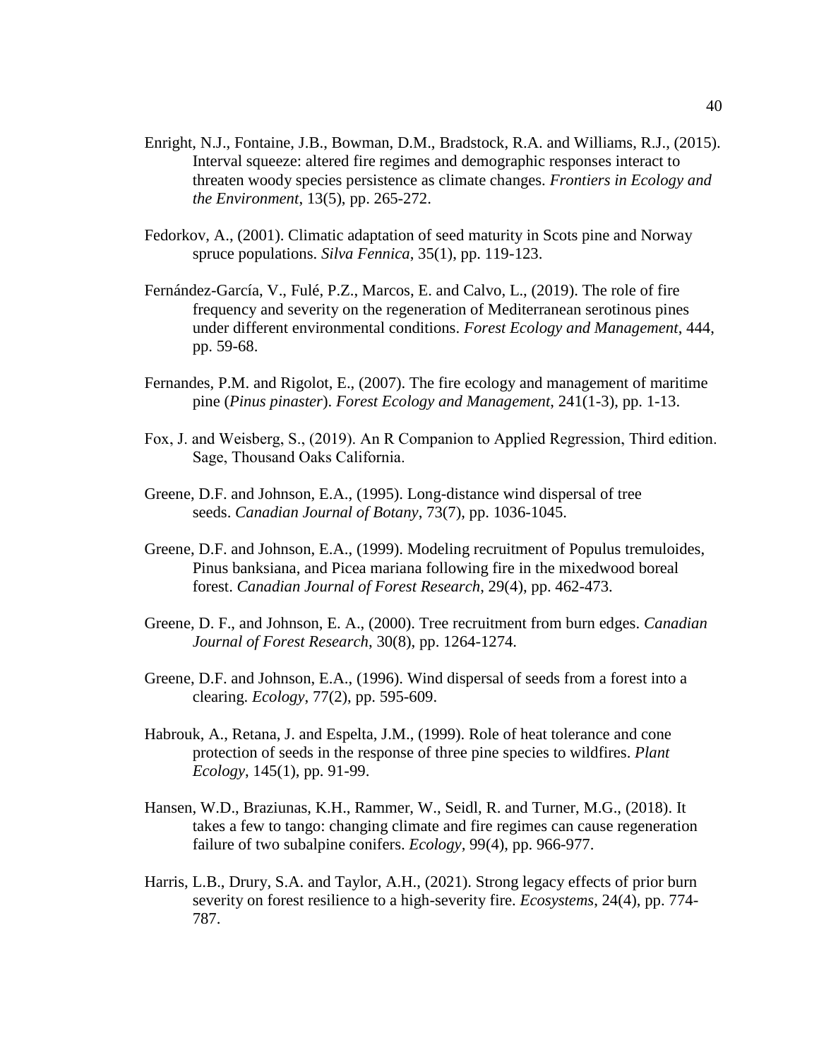Enright, N.J., Fontaine, J.B., Bowman, D.M., Bradstock, R.A. and Williams, R.J., (2015). Interval squeeze: altered fire regimes and demographic responses interact to threaten woody species persistence as climate changes. *Frontiers in Ecology and the Environment*, 13(5), pp. 265-272.

Fedorkov, A., (2001). Climatic adaptation of seed maturity in Scots pine and Norway spruce populations. *Silva Fennica*, 35(1), pp. 119-123.

Fernández-García, V., Fulé, P.Z., Marcos, E. and Calvo, L., (2019). The role of fire frequency and severity on the regeneration of Mediterranean serotinous pines under different environmental conditions. *Forest Ecology and Management*, 444, pp. 59-68.

Fernandes, P.M. and Rigolot, E., (2007). The fire ecology and management of maritime pine (*Pinus pinaster*). *Forest Ecology and Management*, 241(1-3), pp. 1-13.

Fox, J. and Weisberg, S., (2019). An R Companion to Applied Regression, Third edition. Sage, Thousand Oaks California.

Greene, D.F. and Johnson, E.A., (1995). Long-distance wind dispersal of tree seeds. *Canadian Journal of Botany*, 73(7), pp. 1036-1045.

Greene, D.F. and Johnson, E.A., (1999). Modeling recruitment of Populus tremuloides, Pinus banksiana, and Picea mariana following fire in the mixedwood boreal forest. *Canadian Journal of Forest Research*, 29(4), pp. 462-473.

Greene, D. F., and Johnson, E. A., (2000). Tree recruitment from burn edges. *Canadian Journal of Forest Research*, 30(8), pp. 1264-1274.

Greene, D.F. and Johnson, E.A., (1996). Wind dispersal of seeds from a forest into a clearing. *Ecology*, 77(2), pp. 595-609.

Habrouk, A., Retana, J. and Espelta, J.M., (1999). Role of heat tolerance and cone protection of seeds in the response of three pine species to wildfires. *Plant Ecology*, 145(1), pp. 91-99.

Hansen, W.D., Braziunas, K.H., Rammer, W., Seidl, R. and Turner, M.G., (2018). It takes a few to tango: changing climate and fire regimes can cause regeneration failure of two subalpine conifers. *Ecology*, 99(4), pp. 966-977.

Harris, L.B., Drury, S.A. and Taylor, A.H., (2021). Strong legacy effects of prior burn severity on forest resilience to a high-severity fire. *Ecosystems*, 24(4), pp. 774-787.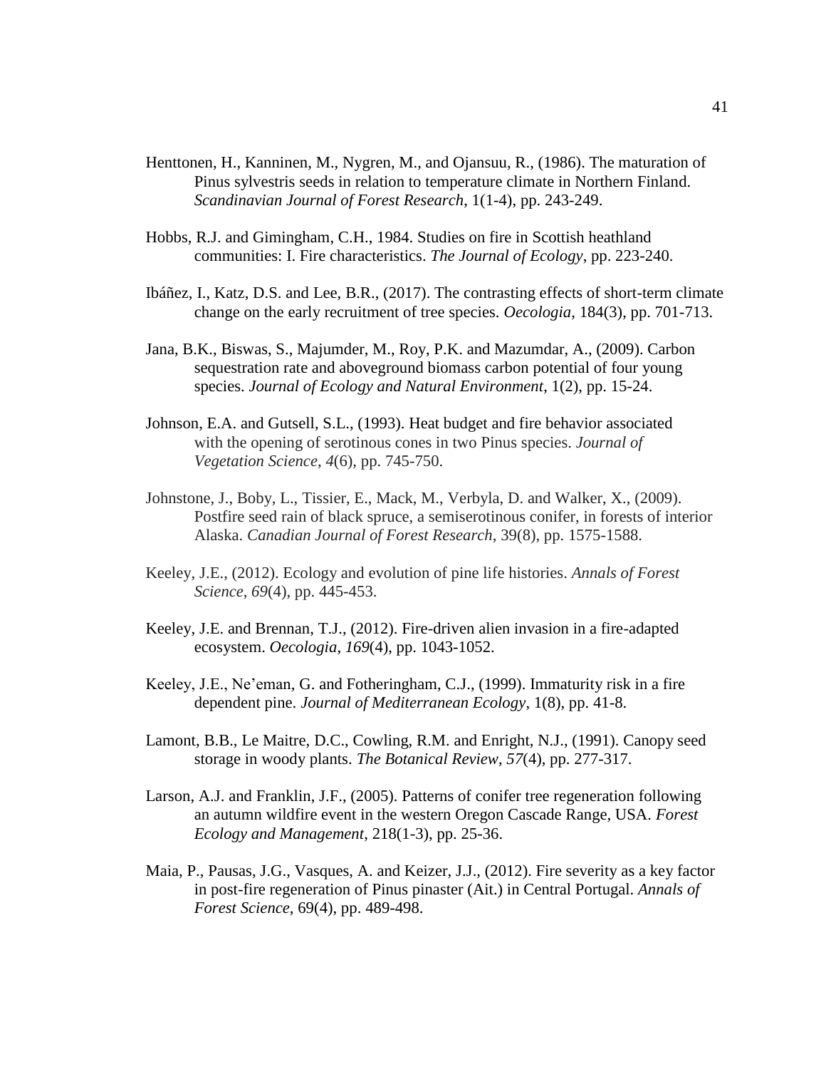Henttonen, H., Kanninen, M., Nygren, M., and Ojansuu, R., (1986). The maturation of Pinus sylvestris seeds in relation to temperature climate in Northern Finland. *Scandinavian Journal of Forest Research*, 1(1-4), pp. 243-249.

Hobbs, R.J. and Gimingham, C.H., 1984. Studies on fire in Scottish heathland communities: I. Fire characteristics. *The Journal of Ecology*, pp. 223-240.

Ibáñez, I., Katz, D.S. and Lee, B.R., (2017). The contrasting effects of short-term climate change on the early recruitment of tree species. *Oecologia*, 184(3), pp. 701-713.

Jana, B.K., Biswas, S., Majumder, M., Roy, P.K. and Mazumdar, A., (2009). Carbon sequestration rate and aboveground biomass carbon potential of four young species. *Journal of Ecology and Natural Environment*, 1(2), pp. 15-24.

Johnson, E.A. and Gutsell, S.L., (1993). Heat budget and fire behavior associated with the opening of serotinous cones in two Pinus species. *Journal of Vegetation Science*, *4*(6), pp. 745-750.

Johnstone, J., Boby, L., Tissier, E., Mack, M., Verbyla, D. and Walker, X., (2009). Postfire seed rain of black spruce, a semiserotinous conifer, in forests of interior Alaska. *Canadian Journal of Forest Research*, 39(8), pp. 1575-1588.

Keeley, J.E., (2012). Ecology and evolution of pine life histories. *Annals of Forest Science*, *69*(4), pp. 445-453.

Keeley, J.E. and Brennan, T.J., (2012). Fire-driven alien invasion in a fire-adapted ecosystem. *Oecologia*, *169*(4), pp. 1043-1052.

Keeley, J.E., Ne'eman, G. and Fotheringham, C.J., (1999). Immaturity risk in a fire dependent pine. *Journal of Mediterranean Ecology*, 1(8), pp. 41-8.

Lamont, B.B., Le Maitre, D.C., Cowling, R.M. and Enright, N.J., (1991). Canopy seed storage in woody plants. *The Botanical Review*, *57*(4), pp. 277-317.

Larson, A.J. and Franklin, J.F., (2005). Patterns of conifer tree regeneration following an autumn wildfire event in the western Oregon Cascade Range, USA. *Forest Ecology and Management*, 218(1-3), pp. 25-36.

Maia, P., Pausas, J.G., Vasques, A. and Keizer, J.J., (2012). Fire severity as a key factor in post-fire regeneration of Pinus pinaster (Ait.) in Central Portugal. *Annals of Forest Science*, 69(4), pp. 489-498.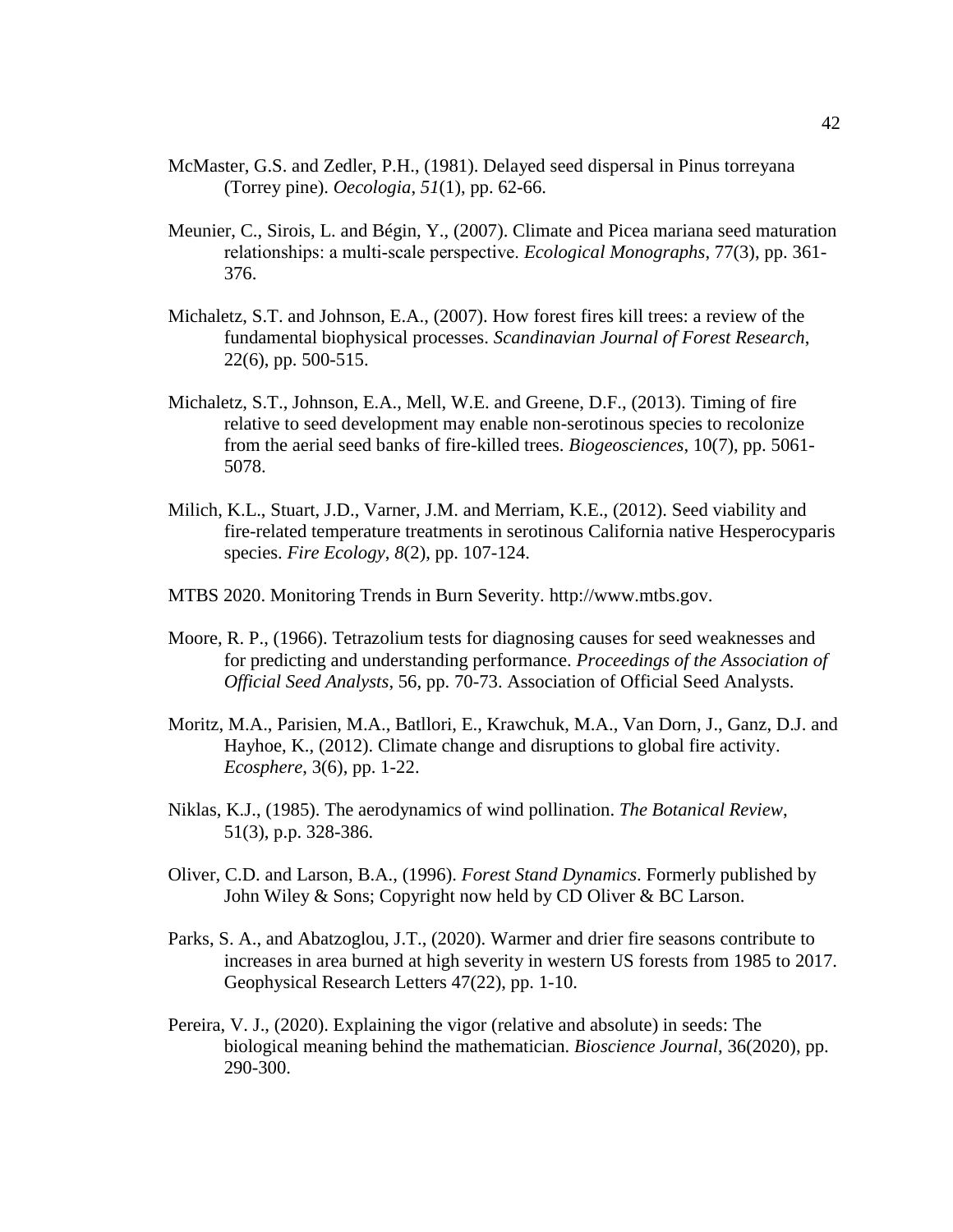McMaster, G.S. and Zedler, P.H., (1981). Delayed seed dispersal in Pinus torreyana (Torrey pine). *Oecologia*, *51*(1), pp. 62-66.

Meunier, C., Sirois, L. and Bégin, Y., (2007). Climate and Picea mariana seed maturation relationships: a multi-scale perspective. *Ecological Monographs*, 77(3), pp. 361-376.

Michaletz, S.T. and Johnson, E.A., (2007). How forest fires kill trees: a review of the fundamental biophysical processes. *Scandinavian Journal of Forest Research*, 22(6), pp. 500-515.

Michaletz, S.T., Johnson, E.A., Mell, W.E. and Greene, D.F., (2013). Timing of fire relative to seed development may enable non-serotinous species to recolonize from the aerial seed banks of fire-killed trees. *Biogeosciences*, 10(7), pp. 5061-5078.

Milich, K.L., Stuart, J.D., Varner, J.M. and Merriam, K.E., (2012). Seed viability and fire-related temperature treatments in serotinous California native Hesperocyparis species. *Fire Ecology*, *8*(2), pp. 107-124.

MTBS 2020. Monitoring Trends in Burn Severity. http://www.mtbs.gov.

Moore, R. P., (1966). Tetrazolium tests for diagnosing causes for seed weaknesses and for predicting and understanding performance. *Proceedings of the Association of Official Seed Analysts*, 56, pp. 70-73. Association of Official Seed Analysts.

Moritz, M.A., Parisien, M.A., Batllori, E., Krawchuk, M.A., Van Dorn, J., Ganz, D.J. and Hayhoe, K., (2012). Climate change and disruptions to global fire activity. *Ecosphere*, 3(6), pp. 1-22.

Niklas, K.J., (1985). The aerodynamics of wind pollination. *The Botanical Review*, 51(3), p.p. 328-386.

Oliver, C.D. and Larson, B.A., (1996). *Forest Stand Dynamics*. Formerly published by John Wiley & Sons; Copyright now held by CD Oliver & BC Larson.

Parks, S. A., and Abatzoglou, J.T., (2020). Warmer and drier fire seasons contribute to increases in area burned at high severity in western US forests from 1985 to 2017. Geophysical Research Letters 47(22), pp. 1-10.

Pereira, V. J., (2020). Explaining the vigor (relative and absolute) in seeds: The biological meaning behind the mathematician. *Bioscience Journal*, 36(2020), pp. 290-300.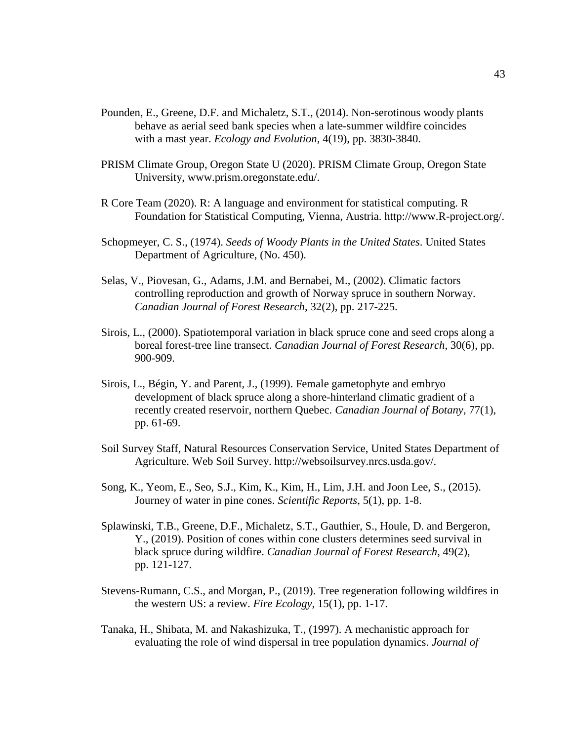Pounden, E., Greene, D.F. and Michaletz, S.T., (2014). Non-serotinous woody plants behave as aerial seed bank species when a late-summer wildfire coincides with a mast year. *Ecology and Evolution*, 4(19), pp. 3830-3840.

PRISM Climate Group, Oregon State U (2020). PRISM Climate Group, Oregon State University, www.prism.oregonstate.edu/.

R Core Team (2020). R: A language and environment for statistical computing. R Foundation for Statistical Computing, Vienna, Austria. http://www.R-project.org/.

Schopmeyer, C. S., (1974). *Seeds of Woody Plants in the United States*. United States Department of Agriculture, (No. 450).

Selas, V., Piovesan, G., Adams, J.M. and Bernabei, M., (2002). Climatic factors controlling reproduction and growth of Norway spruce in southern Norway. *Canadian Journal of Forest Research*, 32(2), pp. 217-225.

Sirois, L., (2000). Spatiotemporal variation in black spruce cone and seed crops along a boreal forest-tree line transect. *Canadian Journal of Forest Research*, 30(6), pp. 900-909.

Sirois, L., Bégin, Y. and Parent, J., (1999). Female gametophyte and embryo development of black spruce along a shore-hinterland climatic gradient of a recently created reservoir, northern Quebec. *Canadian Journal of Botany*, 77(1), pp. 61-69.

Soil Survey Staff, Natural Resources Conservation Service, United States Department of Agriculture. Web Soil Survey. http://websoilsurvey.nrcs.usda.gov/.

Song, K., Yeom, E., Seo, S.J., Kim, K., Kim, H., Lim, J.H. and Joon Lee, S., (2015). Journey of water in pine cones. *Scientific Reports*, 5(1), pp. 1-8.

Splawinski, T.B., Greene, D.F., Michaletz, S.T., Gauthier, S., Houle, D. and Bergeron, Y., (2019). Position of cones within cone clusters determines seed survival in black spruce during wildfire. *Canadian Journal of Forest Research*, 49(2), pp. 121-127.

Stevens-Rumann, C.S., and Morgan, P., (2019). Tree regeneration following wildfires in the western US: a review. *Fire Ecology*, 15(1), pp. 1-17.

Tanaka, H., Shibata, M. and Nakashizuka, T., (1997). A mechanistic approach for evaluating the role of wind dispersal in tree population dynamics. *Journal of*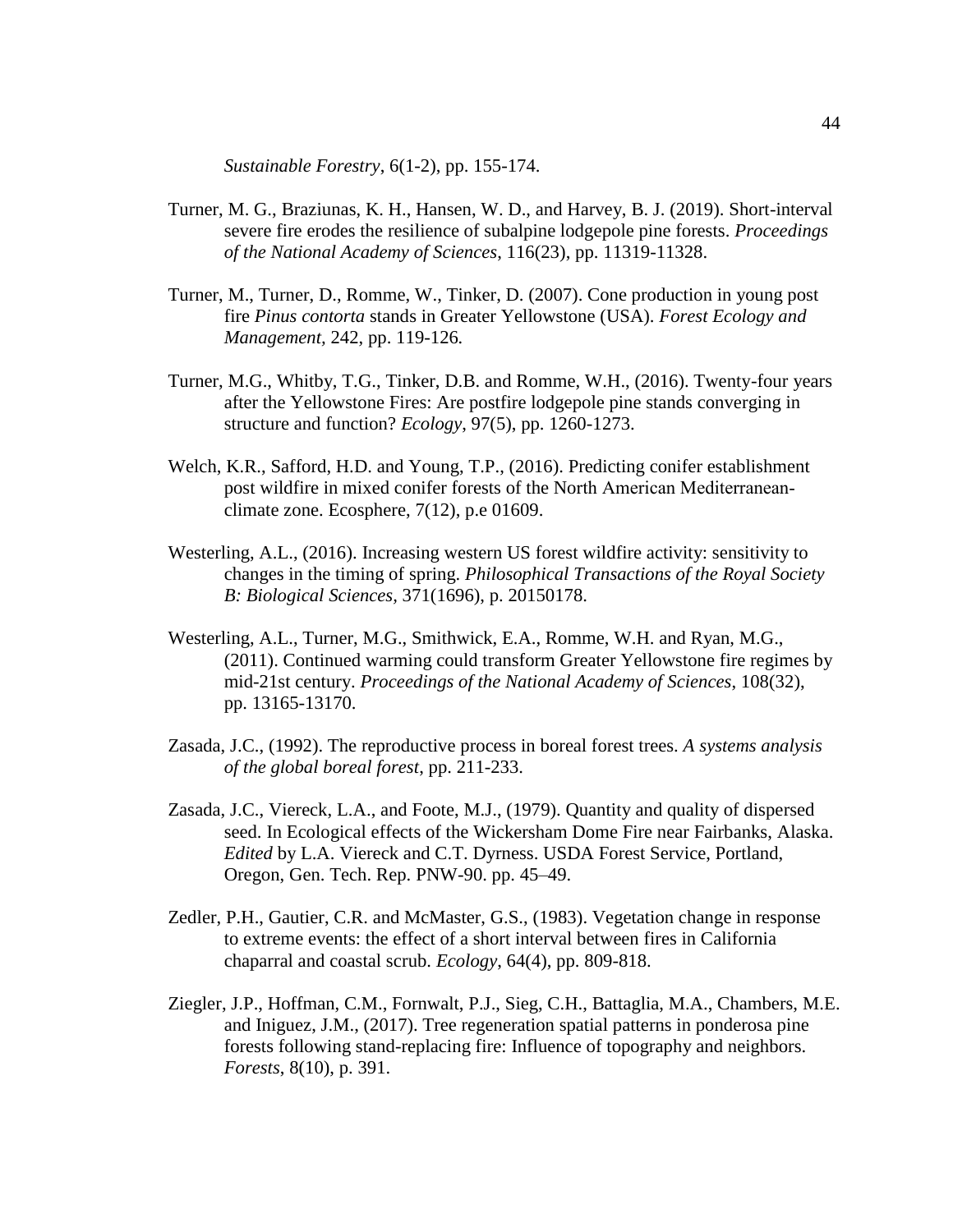*Sustainable Forestry*, 6(1-2), pp. 155-174.

Turner, M. G., Braziunas, K. H., Hansen, W. D., and Harvey, B. J. (2019). Short-interval severe fire erodes the resilience of subalpine lodgepole pine forests. *Proceedings of the National Academy of Sciences*, 116(23), pp. 11319-11328.

Turner, M., Turner, D., Romme, W., Tinker, D. (2007). Cone production in young post fire *Pinus contorta* stands in Greater Yellowstone (USA). *Forest Ecology and Management*, 242, pp. 119-126.

Turner, M.G., Whitby, T.G., Tinker, D.B. and Romme, W.H., (2016). Twenty-four years after the Yellowstone Fires: Are postfire lodgepole pine stands converging in structure and function? *Ecology*, 97(5), pp. 1260-1273.

Welch, K.R., Safford, H.D. and Young, T.P., (2016). Predicting conifer establishment post wildfire in mixed conifer forests of the North American Mediterranean-climate zone. Ecosphere, 7(12), p.e 01609.

Westerling, A.L., (2016). Increasing western US forest wildfire activity: sensitivity to changes in the timing of spring. *Philosophical Transactions of the Royal Society B: Biological Sciences*, 371(1696), p. 20150178.

Westerling, A.L., Turner, M.G., Smithwick, E.A., Romme, W.H. and Ryan, M.G., (2011). Continued warming could transform Greater Yellowstone fire regimes by mid-21st century. *Proceedings of the National Academy of Sciences*, 108(32), pp. 13165-13170.

Zasada, J.C., (1992). The reproductive process in boreal forest trees. *A systems analysis of the global boreal forest*, pp. 211-233.

Zasada, J.C., Viereck, L.A., and Foote, M.J., (1979). Quantity and quality of dispersed seed. In Ecological effects of the Wickersham Dome Fire near Fairbanks, Alaska. *Edited* by L.A. Viereck and C.T. Dyrness. USDA Forest Service, Portland, Oregon, Gen. Tech. Rep. PNW-90. pp. 45–49.

Zedler, P.H., Gautier, C.R. and McMaster, G.S., (1983). Vegetation change in response to extreme events: the effect of a short interval between fires in California chaparral and coastal scrub. *Ecology*, 64(4), pp. 809-818.

Ziegler, J.P., Hoffman, C.M., Fornwalt, P.J., Sieg, C.H., Battaglia, M.A., Chambers, M.E. and Iniguez, J.M., (2017). Tree regeneration spatial patterns in ponderosa pine forests following stand-replacing fire: Influence of topography and neighbors. *Forests*, 8(10), p. 391.